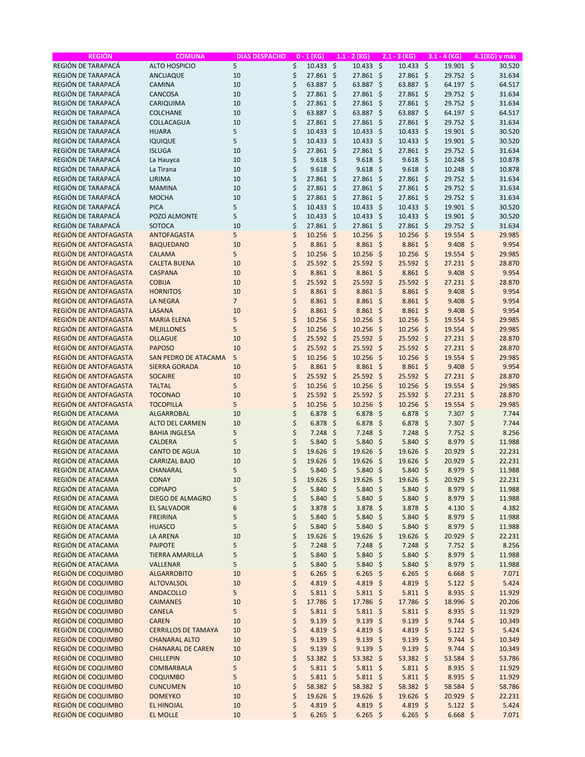| REGIÓN | COMUNA | DIAS DESPACHO | 0 - 1 (KG) | 1.1 - 2 (KG) | 2.1 - 3 (KG) | 3.1 - 4 (KG) | 4.1(KG) y más |
|---|---|---|---|---|---|---|---|
| REGIÓN DE TARAPACÁ | ALTO HOSPICIO | 5 | $ 10.433 | $ 10.433 | $ 10.433 | $ 19.901 | $ 30.520 |
| REGIÓN DE TARAPACÁ | ANCUAQUE | 10 | $ 27.861 | $ 27.861 | $ 27.861 | $ 29.752 | $ 31.634 |
| REGIÓN DE TARAPACÁ | CAMINA | 10 | $ 63.887 | $ 63.887 | $ 63.887 | $ 64.197 | $ 64.517 |
| REGIÓN DE TARAPACÁ | CANCOSA | 10 | $ 27.861 | $ 27.861 | $ 27.861 | $ 29.752 | $ 31.634 |
| REGIÓN DE TARAPACÁ | CARIQUIMA | 10 | $ 27.861 | $ 27.861 | $ 27.861 | $ 29.752 | $ 31.634 |
| REGIÓN DE TARAPACÁ | COLCHANE | 10 | $ 63.887 | $ 63.887 | $ 63.887 | $ 64.197 | $ 64.517 |
| REGIÓN DE TARAPACÁ | COLLACAGUA | 10 | $ 27.861 | $ 27.861 | $ 27.861 | $ 29.752 | $ 31.634 |
| REGIÓN DE TARAPACÁ | HUARA | 5 | $ 10.433 | $ 10.433 | $ 10.433 | $ 19.901 | $ 30.520 |
| REGIÓN DE TARAPACÁ | IQUIQUE | 5 | $ 10.433 | $ 10.433 | $ 10.433 | $ 19.901 | $ 30.520 |
| REGIÓN DE TARAPACÁ | ISLUGA | 10 | $ 27.861 | $ 27.861 | $ 27.861 | $ 29.752 | $ 31.634 |
| REGIÓN DE TARAPACÁ | La Hauyca | 10 | $ 9.618 | $ 9.618 | $ 9.618 | $ 10.248 | $ 10.878 |
| REGIÓN DE TARAPACÁ | La Tirana | 10 | $ 9.618 | $ 9.618 | $ 9.618 | $ 10.248 | $ 10.878 |
| REGIÓN DE TARAPACÁ | LIRIMA | 10 | $ 27.861 | $ 27.861 | $ 27.861 | $ 29.752 | $ 31.634 |
| REGIÓN DE TARAPACÁ | MAMINA | 10 | $ 27.861 | $ 27.861 | $ 27.861 | $ 29.752 | $ 31.634 |
| REGIÓN DE TARAPACÁ | MOCHA | 10 | $ 27.861 | $ 27.861 | $ 27.861 | $ 29.752 | $ 31.634 |
| REGIÓN DE TARAPACÁ | PICA | 5 | $ 10.433 | $ 10.433 | $ 10.433 | $ 19.901 | $ 30.520 |
| REGIÓN DE TARAPACÁ | POZO ALMONTE | 5 | $ 10.433 | $ 10.433 | $ 10.433 | $ 19.901 | $ 30.520 |
| REGIÓN DE TARAPACÁ | SOTOCA | 10 | $ 27.861 | $ 27.861 | $ 27.861 | $ 29.752 | $ 31.634 |
| REGIÓN DE ANTOFAGASTA | ANTOFAGASTA | 5 | $ 10.256 | $ 10.256 | $ 10.256 | $ 19.554 | $ 29.985 |
| REGIÓN DE ANTOFAGASTA | BAQUEDANO | 10 | $ 8.861 | $ 8.861 | $ 8.861 | $ 9.408 | $ 9.954 |
| REGIÓN DE ANTOFAGASTA | CALAMA | 5 | $ 10.256 | $ 10.256 | $ 10.256 | $ 19.554 | $ 29.985 |
| REGIÓN DE ANTOFAGASTA | CALETA BUENA | 10 | $ 25.592 | $ 25.592 | $ 25.592 | $ 27.231 | $ 28.870 |
| REGIÓN DE ANTOFAGASTA | CASPANA | 10 | $ 8.861 | $ 8.861 | $ 8.861 | $ 9.408 | $ 9.954 |
| REGIÓN DE ANTOFAGASTA | COBIJA | 10 | $ 25.592 | $ 25.592 | $ 25.592 | $ 27.231 | $ 28.870 |
| REGIÓN DE ANTOFAGASTA | HORNITOS | 10 | $ 8.861 | $ 8.861 | $ 8.861 | $ 9.408 | $ 9.954 |
| REGIÓN DE ANTOFAGASTA | LA NEGRA | 7 | $ 8.861 | $ 8.861 | $ 8.861 | $ 9.408 | $ 9.954 |
| REGIÓN DE ANTOFAGASTA | LASANA | 10 | $ 8.861 | $ 8.861 | $ 8.861 | $ 9.408 | $ 9.954 |
| REGIÓN DE ANTOFAGASTA | MARIA ELENA | 5 | $ 10.256 | $ 10.256 | $ 10.256 | $ 19.554 | $ 29.985 |
| REGIÓN DE ANTOFAGASTA | MEJILLONES | 5 | $ 10.256 | $ 10.256 | $ 10.256 | $ 19.554 | $ 29.985 |
| REGIÓN DE ANTOFAGASTA | OLLAGUE | 10 | $ 25.592 | $ 25.592 | $ 25.592 | $ 27.231 | $ 28.870 |
| REGIÓN DE ANTOFAGASTA | PAPOSO | 10 | $ 25.592 | $ 25.592 | $ 25.592 | $ 27.231 | $ 28.870 |
| REGIÓN DE ANTOFAGASTA | SAN PEDRO DE ATACAMA | 5 | $ 10.256 | $ 10.256 | $ 10.256 | $ 19.554 | $ 29.985 |
| REGIÓN DE ANTOFAGASTA | SIERRA GORADA | 10 | $ 8.861 | $ 8.861 | $ 8.861 | $ 9.408 | $ 9.954 |
| REGIÓN DE ANTOFAGASTA | SOCAIRE | 10 | $ 25.592 | $ 25.592 | $ 25.592 | $ 27.231 | $ 28.870 |
| REGIÓN DE ANTOFAGASTA | TALTAL | 5 | $ 10.256 | $ 10.256 | $ 10.256 | $ 19.554 | $ 29.985 |
| REGIÓN DE ANTOFAGASTA | TOCONAO | 10 | $ 25.592 | $ 25.592 | $ 25.592 | $ 27.231 | $ 28.870 |
| REGIÓN DE ANTOFAGASTA | TOCOPILLA | 5 | $ 10.256 | $ 10.256 | $ 10.256 | $ 19.554 | $ 29.985 |
| REGIÓN DE ATACAMA | ALGARROBAL | 10 | $ 6.878 | $ 6.878 | $ 6.878 | $ 7.307 | $ 7.744 |
| REGIÓN DE ATACAMA | ALTO DEL CARMEN | 10 | $ 6.878 | $ 6.878 | $ 6.878 | $ 7.307 | $ 7.744 |
| REGIÓN DE ATACAMA | BAHIA INGLESA | 5 | $ 7.248 | $ 7.248 | $ 7.248 | $ 7.752 | $ 8.256 |
| REGIÓN DE ATACAMA | CALDERA | 5 | $ 5.840 | $ 5.840 | $ 5.840 | $ 8.979 | $ 11.988 |
| REGIÓN DE ATACAMA | CANTO DE AGUA | 10 | $ 19.626 | $ 19.626 | $ 19.626 | $ 20.929 | $ 22.231 |
| REGIÓN DE ATACAMA | CARRIZAL BAJO | 10 | $ 19.626 | $ 19.626 | $ 19.626 | $ 20.929 | $ 22.231 |
| REGIÓN DE ATACAMA | CHANARAL | 5 | $ 5.840 | $ 5.840 | $ 5.840 | $ 8.979 | $ 11.988 |
| REGIÓN DE ATACAMA | CONAY | 10 | $ 19.626 | $ 19.626 | $ 19.626 | $ 20.929 | $ 22.231 |
| REGIÓN DE ATACAMA | COPIAPO | 5 | $ 5.840 | $ 5.840 | $ 5.840 | $ 8.979 | $ 11.988 |
| REGIÓN DE ATACAMA | DIEGO DE ALMAGRO | 5 | $ 5.840 | $ 5.840 | $ 5.840 | $ 8.979 | $ 11.988 |
| REGIÓN DE ATACAMA | EL SALVADOR | 6 | $ 3.878 | $ 3.878 | $ 3.878 | $ 4.130 | $ 4.382 |
| REGIÓN DE ATACAMA | FREIRINA | 5 | $ 5.840 | $ 5.840 | $ 5.840 | $ 8.979 | $ 11.988 |
| REGIÓN DE ATACAMA | HUASCO | 5 | $ 5.840 | $ 5.840 | $ 5.840 | $ 8.979 | $ 11.988 |
| REGIÓN DE ATACAMA | LA ARENA | 10 | $ 19.626 | $ 19.626 | $ 19.626 | $ 20.929 | $ 22.231 |
| REGIÓN DE ATACAMA | PAIPOTE | 5 | $ 7.248 | $ 7.248 | $ 7.248 | $ 7.752 | $ 8.256 |
| REGIÓN DE ATACAMA | TIERRA AMARILLA | 5 | $ 5.840 | $ 5.840 | $ 5.840 | $ 8.979 | $ 11.988 |
| REGIÓN DE ATACAMA | VALLENAR | 5 | $ 5.840 | $ 5.840 | $ 5.840 | $ 8.979 | $ 11.988 |
| REGIÓN DE COQUIMBO | ALGARROBITO | 10 | $ 6.265 | $ 6.265 | $ 6.265 | $ 6.668 | $ 7.071 |
| REGIÓN DE COQUIMBO | ALTOVALSOL | 10 | $ 4.819 | $ 4.819 | $ 4.819 | $ 5.122 | $ 5.424 |
| REGIÓN DE COQUIMBO | ANDACOLLO | 5 | $ 5.811 | $ 5.811 | $ 5.811 | $ 8.935 | $ 11.929 |
| REGIÓN DE COQUIMBO | CAIMANES | 10 | $ 17.786 | $ 17.786 | $ 17.786 | $ 18.996 | $ 20.206 |
| REGIÓN DE COQUIMBO | CANELA | 5 | $ 5.811 | $ 5.811 | $ 5.811 | $ 8.935 | $ 11.929 |
| REGIÓN DE COQUIMBO | CAREN | 10 | $ 9.139 | $ 9.139 | $ 9.139 | $ 9.744 | $ 10.349 |
| REGIÓN DE COQUIMBO | CERRILLOS DE TAMAYA | 10 | $ 4.819 | $ 4.819 | $ 4.819 | $ 5.122 | $ 5.424 |
| REGIÓN DE COQUIMBO | CHANARAL ALTO | 10 | $ 9.139 | $ 9.139 | $ 9.139 | $ 9.744 | $ 10.349 |
| REGIÓN DE COQUIMBO | CHANARAL DE CAREN | 10 | $ 9.139 | $ 9.139 | $ 9.139 | $ 9.744 | $ 10.349 |
| REGIÓN DE COQUIMBO | CHILLEPIN | 10 | $ 53.382 | $ 53.382 | $ 53.382 | $ 53.584 | $ 53.786 |
| REGIÓN DE COQUIMBO | COMBARBALA | 5 | $ 5.811 | $ 5.811 | $ 5.811 | $ 8.935 | $ 11.929 |
| REGIÓN DE COQUIMBO | COQUIMBO | 5 | $ 5.811 | $ 5.811 | $ 5.811 | $ 8.935 | $ 11.929 |
| REGIÓN DE COQUIMBO | CUNCUMEN | 10 | $ 58.382 | $ 58.382 | $ 58.382 | $ 58.584 | $ 58.786 |
| REGIÓN DE COQUIMBO | DOMEYKO | 10 | $ 19.626 | $ 19.626 | $ 19.626 | $ 20.929 | $ 22.231 |
| REGIÓN DE COQUIMBO | EL HINOJAL | 10 | $ 4.819 | $ 4.819 | $ 4.819 | $ 5.122 | $ 5.424 |
| REGIÓN DE COQUIMBO | EL MOLLE | 10 | $ 6.265 | $ 6.265 | $ 6.265 | $ 6.668 | $ 7.071 |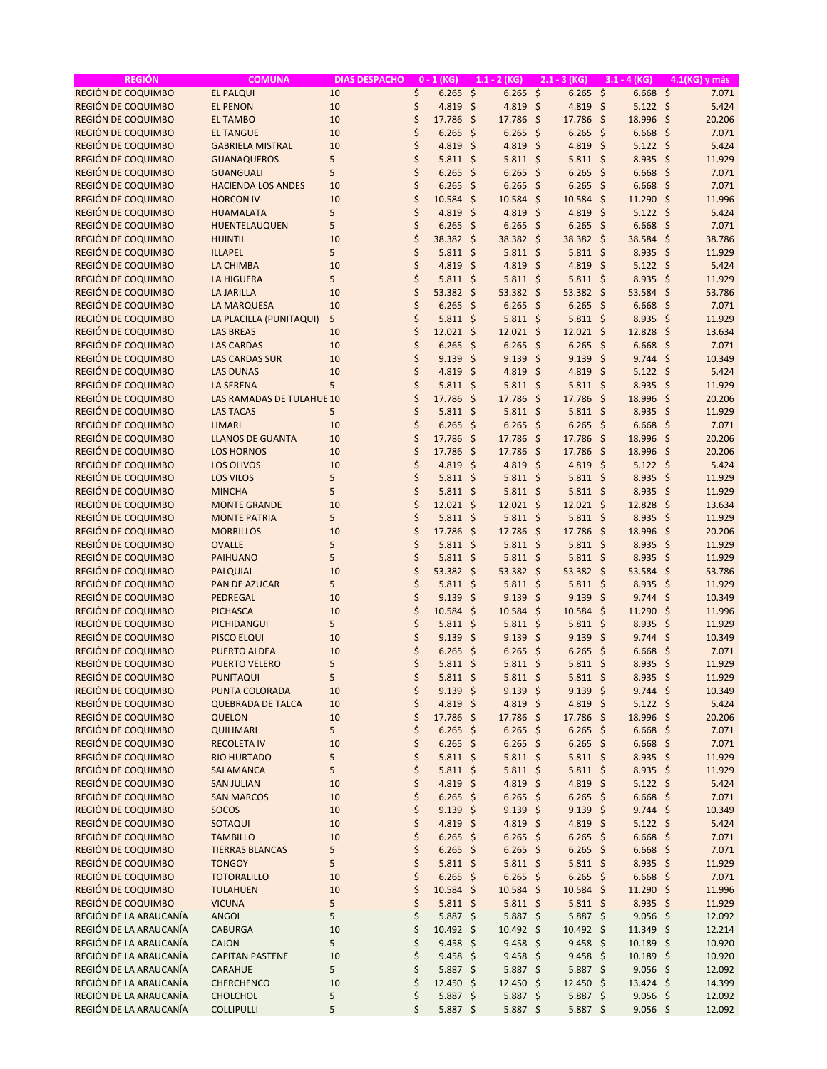| REGIÓN | COMUNA | DIAS DESPACHO | 0 - 1 (KG) | 1.1 - 2 (KG) | 2.1 - 3 (KG) | 3.1 - 4 (KG) | 4.1(KG) y más |
|---|---|---|---|---|---|---|---|
| REGIÓN DE COQUIMBO | EL PALQUI | 10 | $ 6.265 | $ 6.265 | $ 6.265 | $ 6.668 | $ 7.071 |
| REGIÓN DE COQUIMBO | EL PENON | 10 | $ 4.819 | $ 4.819 | $ 4.819 | $ 5.122 | $ 5.424 |
| REGIÓN DE COQUIMBO | EL TAMBO | 10 | $ 17.786 | $ 17.786 | $ 17.786 | $ 18.996 | $ 20.206 |
| REGIÓN DE COQUIMBO | EL TANGUE | 10 | $ 6.265 | $ 6.265 | $ 6.265 | $ 6.668 | $ 7.071 |
| REGIÓN DE COQUIMBO | GABRIELA MISTRAL | 10 | $ 4.819 | $ 4.819 | $ 4.819 | $ 5.122 | $ 5.424 |
| REGIÓN DE COQUIMBO | GUANAQUEROS | 5 | $ 5.811 | $ 5.811 | $ 5.811 | $ 8.935 | $ 11.929 |
| REGIÓN DE COQUIMBO | GUANGUALI | 5 | $ 6.265 | $ 6.265 | $ 6.265 | $ 6.668 | $ 7.071 |
| REGIÓN DE COQUIMBO | HACIENDA LOS ANDES | 10 | $ 6.265 | $ 6.265 | $ 6.265 | $ 6.668 | $ 7.071 |
| REGIÓN DE COQUIMBO | HORCON IV | 10 | $ 10.584 | $ 10.584 | $ 10.584 | $ 11.290 | $ 11.996 |
| REGIÓN DE COQUIMBO | HUAMALATA | 5 | $ 4.819 | $ 4.819 | $ 4.819 | $ 5.122 | $ 5.424 |
| REGIÓN DE COQUIMBO | HUENTELAUQUEN | 5 | $ 6.265 | $ 6.265 | $ 6.265 | $ 6.668 | $ 7.071 |
| REGIÓN DE COQUIMBO | HUINTIL | 10 | $ 38.382 | $ 38.382 | $ 38.382 | $ 38.584 | $ 38.786 |
| REGIÓN DE COQUIMBO | ILLAPEL | 5 | $ 5.811 | $ 5.811 | $ 5.811 | $ 8.935 | $ 11.929 |
| REGIÓN DE COQUIMBO | LA CHIMBA | 10 | $ 4.819 | $ 4.819 | $ 4.819 | $ 5.122 | $ 5.424 |
| REGIÓN DE COQUIMBO | LA HIGUERA | 5 | $ 5.811 | $ 5.811 | $ 5.811 | $ 8.935 | $ 11.929 |
| REGIÓN DE COQUIMBO | LA JARILLA | 10 | $ 53.382 | $ 53.382 | $ 53.382 | $ 53.584 | $ 53.786 |
| REGIÓN DE COQUIMBO | LA MARQUESA | 10 | $ 6.265 | $ 6.265 | $ 6.265 | $ 6.668 | $ 7.071 |
| REGIÓN DE COQUIMBO | LA PLACILLA (PUNITAQUI) | 5 | $ 5.811 | $ 5.811 | $ 5.811 | $ 8.935 | $ 11.929 |
| REGIÓN DE COQUIMBO | LAS BREAS | 10 | $ 12.021 | $ 12.021 | $ 12.021 | $ 12.828 | $ 13.634 |
| REGIÓN DE COQUIMBO | LAS CARDAS | 10 | $ 6.265 | $ 6.265 | $ 6.265 | $ 6.668 | $ 7.071 |
| REGIÓN DE COQUIMBO | LAS CARDAS SUR | 10 | $ 9.139 | $ 9.139 | $ 9.139 | $ 9.744 | $ 10.349 |
| REGIÓN DE COQUIMBO | LAS DUNAS | 10 | $ 4.819 | $ 4.819 | $ 4.819 | $ 5.122 | $ 5.424 |
| REGIÓN DE COQUIMBO | LA SERENA | 5 | $ 5.811 | $ 5.811 | $ 5.811 | $ 8.935 | $ 11.929 |
| REGIÓN DE COQUIMBO | LAS RAMADAS DE TULAHUE | 10 | $ 17.786 | $ 17.786 | $ 17.786 | $ 18.996 | $ 20.206 |
| REGIÓN DE COQUIMBO | LAS TACAS | 5 | $ 5.811 | $ 5.811 | $ 5.811 | $ 8.935 | $ 11.929 |
| REGIÓN DE COQUIMBO | LIMARI | 10 | $ 6.265 | $ 6.265 | $ 6.265 | $ 6.668 | $ 7.071 |
| REGIÓN DE COQUIMBO | LLANOS DE GUANTA | 10 | $ 17.786 | $ 17.786 | $ 17.786 | $ 18.996 | $ 20.206 |
| REGIÓN DE COQUIMBO | LOS HORNOS | 10 | $ 17.786 | $ 17.786 | $ 17.786 | $ 18.996 | $ 20.206 |
| REGIÓN DE COQUIMBO | LOS OLIVOS | 10 | $ 4.819 | $ 4.819 | $ 4.819 | $ 5.122 | $ 5.424 |
| REGIÓN DE COQUIMBO | LOS VILOS | 5 | $ 5.811 | $ 5.811 | $ 5.811 | $ 8.935 | $ 11.929 |
| REGIÓN DE COQUIMBO | MINCHA | 5 | $ 5.811 | $ 5.811 | $ 5.811 | $ 8.935 | $ 11.929 |
| REGIÓN DE COQUIMBO | MONTE GRANDE | 10 | $ 12.021 | $ 12.021 | $ 12.021 | $ 12.828 | $ 13.634 |
| REGIÓN DE COQUIMBO | MONTE PATRIA | 5 | $ 5.811 | $ 5.811 | $ 5.811 | $ 8.935 | $ 11.929 |
| REGIÓN DE COQUIMBO | MORRILLOS | 10 | $ 17.786 | $ 17.786 | $ 17.786 | $ 18.996 | $ 20.206 |
| REGIÓN DE COQUIMBO | OVALLE | 5 | $ 5.811 | $ 5.811 | $ 5.811 | $ 8.935 | $ 11.929 |
| REGIÓN DE COQUIMBO | PAIHUANO | 5 | $ 5.811 | $ 5.811 | $ 5.811 | $ 8.935 | $ 11.929 |
| REGIÓN DE COQUIMBO | PALQUIAL | 10 | $ 53.382 | $ 53.382 | $ 53.382 | $ 53.584 | $ 53.786 |
| REGIÓN DE COQUIMBO | PAN DE AZUCAR | 5 | $ 5.811 | $ 5.811 | $ 5.811 | $ 8.935 | $ 11.929 |
| REGIÓN DE COQUIMBO | PEDREGAL | 10 | $ 9.139 | $ 9.139 | $ 9.139 | $ 9.744 | $ 10.349 |
| REGIÓN DE COQUIMBO | PICHASCA | 10 | $ 10.584 | $ 10.584 | $ 10.584 | $ 11.290 | $ 11.996 |
| REGIÓN DE COQUIMBO | PICHIDANGUI | 5 | $ 5.811 | $ 5.811 | $ 5.811 | $ 8.935 | $ 11.929 |
| REGIÓN DE COQUIMBO | PISCO ELQUI | 10 | $ 9.139 | $ 9.139 | $ 9.139 | $ 9.744 | $ 10.349 |
| REGIÓN DE COQUIMBO | PUERTO ALDEA | 10 | $ 6.265 | $ 6.265 | $ 6.265 | $ 6.668 | $ 7.071 |
| REGIÓN DE COQUIMBO | PUERTO VELERO | 5 | $ 5.811 | $ 5.811 | $ 5.811 | $ 8.935 | $ 11.929 |
| REGIÓN DE COQUIMBO | PUNITAQUI | 5 | $ 5.811 | $ 5.811 | $ 5.811 | $ 8.935 | $ 11.929 |
| REGIÓN DE COQUIMBO | PUNTA COLORADA | 10 | $ 9.139 | $ 9.139 | $ 9.139 | $ 9.744 | $ 10.349 |
| REGIÓN DE COQUIMBO | QUEBRADA DE TALCA | 10 | $ 4.819 | $ 4.819 | $ 4.819 | $ 5.122 | $ 5.424 |
| REGIÓN DE COQUIMBO | QUELON | 10 | $ 17.786 | $ 17.786 | $ 17.786 | $ 18.996 | $ 20.206 |
| REGIÓN DE COQUIMBO | QUILIMARI | 5 | $ 6.265 | $ 6.265 | $ 6.265 | $ 6.668 | $ 7.071 |
| REGIÓN DE COQUIMBO | RECOLETA IV | 10 | $ 6.265 | $ 6.265 | $ 6.265 | $ 6.668 | $ 7.071 |
| REGIÓN DE COQUIMBO | RIO HURTADO | 5 | $ 5.811 | $ 5.811 | $ 5.811 | $ 8.935 | $ 11.929 |
| REGIÓN DE COQUIMBO | SALAMANCA | 5 | $ 5.811 | $ 5.811 | $ 5.811 | $ 8.935 | $ 11.929 |
| REGIÓN DE COQUIMBO | SAN JULIAN | 10 | $ 4.819 | $ 4.819 | $ 4.819 | $ 5.122 | $ 5.424 |
| REGIÓN DE COQUIMBO | SAN MARCOS | 10 | $ 6.265 | $ 6.265 | $ 6.265 | $ 6.668 | $ 7.071 |
| REGIÓN DE COQUIMBO | SOCOS | 10 | $ 9.139 | $ 9.139 | $ 9.139 | $ 9.744 | $ 10.349 |
| REGIÓN DE COQUIMBO | SOTAQUI | 10 | $ 4.819 | $ 4.819 | $ 4.819 | $ 5.122 | $ 5.424 |
| REGIÓN DE COQUIMBO | TAMBILLO | 10 | $ 6.265 | $ 6.265 | $ 6.265 | $ 6.668 | $ 7.071 |
| REGIÓN DE COQUIMBO | TIERRAS BLANCAS | 5 | $ 6.265 | $ 6.265 | $ 6.265 | $ 6.668 | $ 7.071 |
| REGIÓN DE COQUIMBO | TONGOY | 5 | $ 5.811 | $ 5.811 | $ 5.811 | $ 8.935 | $ 11.929 |
| REGIÓN DE COQUIMBO | TOTORALILLO | 10 | $ 6.265 | $ 6.265 | $ 6.265 | $ 6.668 | $ 7.071 |
| REGIÓN DE COQUIMBO | TULAHUEN | 10 | $ 10.584 | $ 10.584 | $ 10.584 | $ 11.290 | $ 11.996 |
| REGIÓN DE COQUIMBO | VICUNA | 5 | $ 5.811 | $ 5.811 | $ 5.811 | $ 8.935 | $ 11.929 |
| REGIÓN DE LA ARAUCANÍA | ANGOL | 5 | $ 5.887 | $ 5.887 | $ 5.887 | $ 9.056 | $ 12.092 |
| REGIÓN DE LA ARAUCANÍA | CABURGA | 10 | $ 10.492 | $ 10.492 | $ 10.492 | $ 11.349 | $ 12.214 |
| REGIÓN DE LA ARAUCANÍA | CAJON | 5 | $ 9.458 | $ 9.458 | $ 9.458 | $ 10.189 | $ 10.920 |
| REGIÓN DE LA ARAUCANÍA | CAPITAN PASTENE | 10 | $ 9.458 | $ 9.458 | $ 9.458 | $ 10.189 | $ 10.920 |
| REGIÓN DE LA ARAUCANÍA | CARAHUE | 5 | $ 5.887 | $ 5.887 | $ 5.887 | $ 9.056 | $ 12.092 |
| REGIÓN DE LA ARAUCANÍA | CHERCHENCO | 10 | $ 12.450 | $ 12.450 | $ 12.450 | $ 13.424 | $ 14.399 |
| REGIÓN DE LA ARAUCANÍA | CHOLCHOL | 5 | $ 5.887 | $ 5.887 | $ 5.887 | $ 9.056 | $ 12.092 |
| REGIÓN DE LA ARAUCANÍA | COLLIPULLI | 5 | $ 5.887 | $ 5.887 | $ 5.887 | $ 9.056 | $ 12.092 |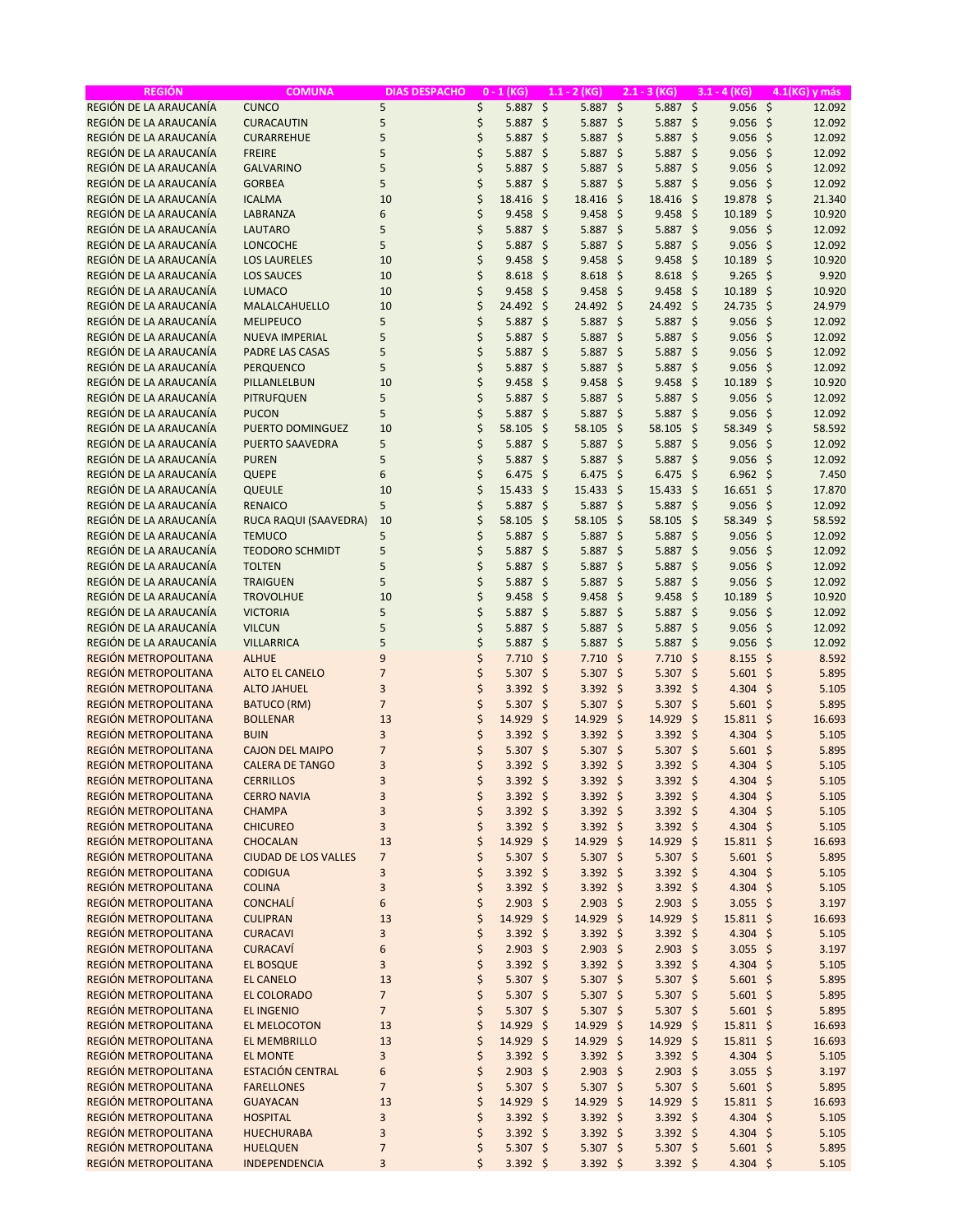| REGIÓN | COMUNA | DIAS DESPACHO | 0 - 1 (KG) | 1.1 - 2 (KG) | 2.1 - 3 (KG) | 3.1 - 4 (KG) | 4.1(KG) y más |
|---|---|---|---|---|---|---|---|
| REGIÓN DE LA ARAUCANÍA | CUNCO | 5 | $ 5.887 | $ 5.887 | $ 5.887 | $ 9.056 | $ 12.092 |
| REGIÓN DE LA ARAUCANÍA | CURACAUTIN | 5 | $ 5.887 | $ 5.887 | $ 5.887 | $ 9.056 | $ 12.092 |
| REGIÓN DE LA ARAUCANÍA | CURARREHUE | 5 | $ 5.887 | $ 5.887 | $ 5.887 | $ 9.056 | $ 12.092 |
| REGIÓN DE LA ARAUCANÍA | FREIRE | 5 | $ 5.887 | $ 5.887 | $ 5.887 | $ 9.056 | $ 12.092 |
| REGIÓN DE LA ARAUCANÍA | GALVARINO | 5 | $ 5.887 | $ 5.887 | $ 5.887 | $ 9.056 | $ 12.092 |
| REGIÓN DE LA ARAUCANÍA | GORBEA | 5 | $ 5.887 | $ 5.887 | $ 5.887 | $ 9.056 | $ 12.092 |
| REGIÓN DE LA ARAUCANÍA | ICALMA | 10 | $ 18.416 | $ 18.416 | $ 18.416 | $ 19.878 | $ 21.340 |
| REGIÓN DE LA ARAUCANÍA | LABRANZA | 6 | $ 9.458 | $ 9.458 | $ 9.458 | $ 10.189 | $ 10.920 |
| REGIÓN DE LA ARAUCANÍA | LAUTARO | 5 | $ 5.887 | $ 5.887 | $ 5.887 | $ 9.056 | $ 12.092 |
| REGIÓN DE LA ARAUCANÍA | LONCOCHE | 5 | $ 5.887 | $ 5.887 | $ 5.887 | $ 9.056 | $ 12.092 |
| REGIÓN DE LA ARAUCANÍA | LOS LAURELES | 10 | $ 9.458 | $ 9.458 | $ 9.458 | $ 10.189 | $ 10.920 |
| REGIÓN DE LA ARAUCANÍA | LOS SAUCES | 10 | $ 8.618 | $ 8.618 | $ 8.618 | $ 9.265 | $ 9.920 |
| REGIÓN DE LA ARAUCANÍA | LUMACO | 10 | $ 9.458 | $ 9.458 | $ 9.458 | $ 10.189 | $ 10.920 |
| REGIÓN DE LA ARAUCANÍA | MALALCAHUELLO | 10 | $ 24.492 | $ 24.492 | $ 24.492 | $ 24.735 | $ 24.979 |
| REGIÓN DE LA ARAUCANÍA | MELIPEUCO | 5 | $ 5.887 | $ 5.887 | $ 5.887 | $ 9.056 | $ 12.092 |
| REGIÓN DE LA ARAUCANÍA | NUEVA IMPERIAL | 5 | $ 5.887 | $ 5.887 | $ 5.887 | $ 9.056 | $ 12.092 |
| REGIÓN DE LA ARAUCANÍA | PADRE LAS CASAS | 5 | $ 5.887 | $ 5.887 | $ 5.887 | $ 9.056 | $ 12.092 |
| REGIÓN DE LA ARAUCANÍA | PERQUENCO | 5 | $ 5.887 | $ 5.887 | $ 5.887 | $ 9.056 | $ 12.092 |
| REGIÓN DE LA ARAUCANÍA | PILLANLELBUN | 10 | $ 9.458 | $ 9.458 | $ 9.458 | $ 10.189 | $ 10.920 |
| REGIÓN DE LA ARAUCANÍA | PITRUFQUEN | 5 | $ 5.887 | $ 5.887 | $ 5.887 | $ 9.056 | $ 12.092 |
| REGIÓN DE LA ARAUCANÍA | PUCON | 5 | $ 5.887 | $ 5.887 | $ 5.887 | $ 9.056 | $ 12.092 |
| REGIÓN DE LA ARAUCANÍA | PUERTO DOMINGUEZ | 10 | $ 58.105 | $ 58.105 | $ 58.105 | $ 58.349 | $ 58.592 |
| REGIÓN DE LA ARAUCANÍA | PUERTO SAAVEDRA | 5 | $ 5.887 | $ 5.887 | $ 5.887 | $ 9.056 | $ 12.092 |
| REGIÓN DE LA ARAUCANÍA | PUREN | 5 | $ 5.887 | $ 5.887 | $ 5.887 | $ 9.056 | $ 12.092 |
| REGIÓN DE LA ARAUCANÍA | QUEPE | 6 | $ 6.475 | $ 6.475 | $ 6.475 | $ 6.962 | $ 7.450 |
| REGIÓN DE LA ARAUCANÍA | QUEULE | 10 | $ 15.433 | $ 15.433 | $ 15.433 | $ 16.651 | $ 17.870 |
| REGIÓN DE LA ARAUCANÍA | RENAICO | 5 | $ 5.887 | $ 5.887 | $ 5.887 | $ 9.056 | $ 12.092 |
| REGIÓN DE LA ARAUCANÍA | RUCA RAQUI (SAAVEDRA) | 10 | $ 58.105 | $ 58.105 | $ 58.105 | $ 58.349 | $ 58.592 |
| REGIÓN DE LA ARAUCANÍA | TEMUCO | 5 | $ 5.887 | $ 5.887 | $ 5.887 | $ 9.056 | $ 12.092 |
| REGIÓN DE LA ARAUCANÍA | TEODORO SCHMIDT | 5 | $ 5.887 | $ 5.887 | $ 5.887 | $ 9.056 | $ 12.092 |
| REGIÓN DE LA ARAUCANÍA | TOLTEN | 5 | $ 5.887 | $ 5.887 | $ 5.887 | $ 9.056 | $ 12.092 |
| REGIÓN DE LA ARAUCANÍA | TRAIGUEN | 5 | $ 5.887 | $ 5.887 | $ 5.887 | $ 9.056 | $ 12.092 |
| REGIÓN DE LA ARAUCANÍA | TROVOLHUE | 10 | $ 9.458 | $ 9.458 | $ 9.458 | $ 10.189 | $ 10.920 |
| REGIÓN DE LA ARAUCANÍA | VICTORIA | 5 | $ 5.887 | $ 5.887 | $ 5.887 | $ 9.056 | $ 12.092 |
| REGIÓN DE LA ARAUCANÍA | VILCUN | 5 | $ 5.887 | $ 5.887 | $ 5.887 | $ 9.056 | $ 12.092 |
| REGIÓN DE LA ARAUCANÍA | VILLARRICA | 5 | $ 5.887 | $ 5.887 | $ 5.887 | $ 9.056 | $ 12.092 |
| REGIÓN METROPOLITANA | ALHUE | 9 | $ 7.710 | $ 7.710 | $ 7.710 | $ 8.155 | $ 8.592 |
| REGIÓN METROPOLITANA | ALTO EL CANELO | 7 | $ 5.307 | $ 5.307 | $ 5.307 | $ 5.601 | $ 5.895 |
| REGIÓN METROPOLITANA | ALTO JAHUEL | 3 | $ 3.392 | $ 3.392 | $ 3.392 | $ 4.304 | $ 5.105 |
| REGIÓN METROPOLITANA | BATUCO (RM) | 7 | $ 5.307 | $ 5.307 | $ 5.307 | $ 5.601 | $ 5.895 |
| REGIÓN METROPOLITANA | BOLLENAR | 13 | $ 14.929 | $ 14.929 | $ 14.929 | $ 15.811 | $ 16.693 |
| REGIÓN METROPOLITANA | BUIN | 3 | $ 3.392 | $ 3.392 | $ 3.392 | $ 4.304 | $ 5.105 |
| REGIÓN METROPOLITANA | CAJON DEL MAIPO | 7 | $ 5.307 | $ 5.307 | $ 5.307 | $ 5.601 | $ 5.895 |
| REGIÓN METROPOLITANA | CALERA DE TANGO | 3 | $ 3.392 | $ 3.392 | $ 3.392 | $ 4.304 | $ 5.105 |
| REGIÓN METROPOLITANA | CERRILLOS | 3 | $ 3.392 | $ 3.392 | $ 3.392 | $ 4.304 | $ 5.105 |
| REGIÓN METROPOLITANA | CERRO NAVIA | 3 | $ 3.392 | $ 3.392 | $ 3.392 | $ 4.304 | $ 5.105 |
| REGIÓN METROPOLITANA | CHAMPA | 3 | $ 3.392 | $ 3.392 | $ 3.392 | $ 4.304 | $ 5.105 |
| REGIÓN METROPOLITANA | CHICUREO | 3 | $ 3.392 | $ 3.392 | $ 3.392 | $ 4.304 | $ 5.105 |
| REGIÓN METROPOLITANA | CHOCALAN | 13 | $ 14.929 | $ 14.929 | $ 14.929 | $ 15.811 | $ 16.693 |
| REGIÓN METROPOLITANA | CIUDAD DE LOS VALLES | 7 | $ 5.307 | $ 5.307 | $ 5.307 | $ 5.601 | $ 5.895 |
| REGIÓN METROPOLITANA | CODIGUA | 3 | $ 3.392 | $ 3.392 | $ 3.392 | $ 4.304 | $ 5.105 |
| REGIÓN METROPOLITANA | COLINA | 3 | $ 3.392 | $ 3.392 | $ 3.392 | $ 4.304 | $ 5.105 |
| REGIÓN METROPOLITANA | CONCHALÍ | 6 | $ 2.903 | $ 2.903 | $ 2.903 | $ 3.055 | $ 3.197 |
| REGIÓN METROPOLITANA | CULIPRAN | 13 | $ 14.929 | $ 14.929 | $ 14.929 | $ 15.811 | $ 16.693 |
| REGIÓN METROPOLITANA | CURACAVI | 3 | $ 3.392 | $ 3.392 | $ 3.392 | $ 4.304 | $ 5.105 |
| REGIÓN METROPOLITANA | CURACAVÍ | 6 | $ 2.903 | $ 2.903 | $ 2.903 | $ 3.055 | $ 3.197 |
| REGIÓN METROPOLITANA | EL BOSQUE | 3 | $ 3.392 | $ 3.392 | $ 3.392 | $ 4.304 | $ 5.105 |
| REGIÓN METROPOLITANA | EL CANELO | 13 | $ 5.307 | $ 5.307 | $ 5.307 | $ 5.601 | $ 5.895 |
| REGIÓN METROPOLITANA | EL COLORADO | 7 | $ 5.307 | $ 5.307 | $ 5.307 | $ 5.601 | $ 5.895 |
| REGIÓN METROPOLITANA | EL INGENIO | 7 | $ 5.307 | $ 5.307 | $ 5.307 | $ 5.601 | $ 5.895 |
| REGIÓN METROPOLITANA | EL MELOCOTON | 13 | $ 14.929 | $ 14.929 | $ 14.929 | $ 15.811 | $ 16.693 |
| REGIÓN METROPOLITANA | EL MEMBRILLO | 13 | $ 14.929 | $ 14.929 | $ 14.929 | $ 15.811 | $ 16.693 |
| REGIÓN METROPOLITANA | EL MONTE | 3 | $ 3.392 | $ 3.392 | $ 3.392 | $ 4.304 | $ 5.105 |
| REGIÓN METROPOLITANA | ESTACIÓN CENTRAL | 6 | $ 2.903 | $ 2.903 | $ 2.903 | $ 3.055 | $ 3.197 |
| REGIÓN METROPOLITANA | FARELLONES | 7 | $ 5.307 | $ 5.307 | $ 5.307 | $ 5.601 | $ 5.895 |
| REGIÓN METROPOLITANA | GUAYACAN | 13 | $ 14.929 | $ 14.929 | $ 14.929 | $ 15.811 | $ 16.693 |
| REGIÓN METROPOLITANA | HOSPITAL | 3 | $ 3.392 | $ 3.392 | $ 3.392 | $ 4.304 | $ 5.105 |
| REGIÓN METROPOLITANA | HUECHURABA | 3 | $ 3.392 | $ 3.392 | $ 3.392 | $ 4.304 | $ 5.105 |
| REGIÓN METROPOLITANA | HUELQUEN | 7 | $ 5.307 | $ 5.307 | $ 5.307 | $ 5.601 | $ 5.895 |
| REGIÓN METROPOLITANA | INDEPENDENCIA | 3 | $ 3.392 | $ 3.392 | $ 3.392 | $ 4.304 | $ 5.105 |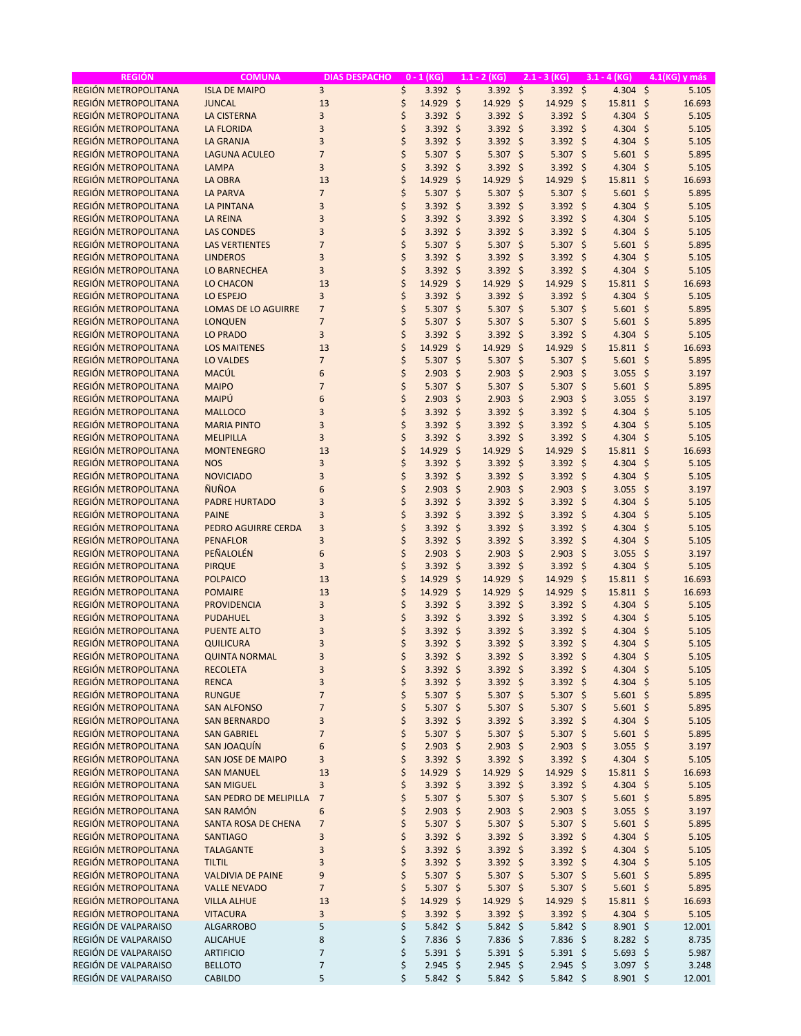| REGIÓN | COMUNA | DIAS DESPACHO | 0 - 1 (KG) | 1.1 - 2 (KG) | 2.1 - 3 (KG) | 3.1 - 4 (KG) | 4.1(KG) y más |
|---|---|---|---|---|---|---|---|
| REGIÓN METROPOLITANA | ISLA DE MAIPO | 3 | $ 3.392 | $ 3.392 | $ 3.392 | $ 4.304 | $ 5.105 |
| REGIÓN METROPOLITANA | JUNCAL | 13 | $ 14.929 | $ 14.929 | $ 14.929 | $ 15.811 | $ 16.693 |
| REGIÓN METROPOLITANA | LA CISTERNA | 3 | $ 3.392 | $ 3.392 | $ 3.392 | $ 4.304 | $ 5.105 |
| REGIÓN METROPOLITANA | LA FLORIDA | 3 | $ 3.392 | $ 3.392 | $ 3.392 | $ 4.304 | $ 5.105 |
| REGIÓN METROPOLITANA | LA GRANJA | 3 | $ 3.392 | $ 3.392 | $ 3.392 | $ 4.304 | $ 5.105 |
| REGIÓN METROPOLITANA | LAGUNA ACULEO | 7 | $ 5.307 | $ 5.307 | $ 5.307 | $ 5.601 | $ 5.895 |
| REGIÓN METROPOLITANA | LAMPA | 3 | $ 3.392 | $ 3.392 | $ 3.392 | $ 4.304 | $ 5.105 |
| REGIÓN METROPOLITANA | LA OBRA | 13 | $ 14.929 | $ 14.929 | $ 14.929 | $ 15.811 | $ 16.693 |
| REGIÓN METROPOLITANA | LA PARVA | 7 | $ 5.307 | $ 5.307 | $ 5.307 | $ 5.601 | $ 5.895 |
| REGIÓN METROPOLITANA | LA PINTANA | 3 | $ 3.392 | $ 3.392 | $ 3.392 | $ 4.304 | $ 5.105 |
| REGIÓN METROPOLITANA | LA REINA | 3 | $ 3.392 | $ 3.392 | $ 3.392 | $ 4.304 | $ 5.105 |
| REGIÓN METROPOLITANA | LAS CONDES | 3 | $ 3.392 | $ 3.392 | $ 3.392 | $ 4.304 | $ 5.105 |
| REGIÓN METROPOLITANA | LAS VERTIENTES | 7 | $ 5.307 | $ 5.307 | $ 5.307 | $ 5.601 | $ 5.895 |
| REGIÓN METROPOLITANA | LINDEROS | 3 | $ 3.392 | $ 3.392 | $ 3.392 | $ 4.304 | $ 5.105 |
| REGIÓN METROPOLITANA | LO BARNECHEA | 3 | $ 3.392 | $ 3.392 | $ 3.392 | $ 4.304 | $ 5.105 |
| REGIÓN METROPOLITANA | LO CHACON | 13 | $ 14.929 | $ 14.929 | $ 14.929 | $ 15.811 | $ 16.693 |
| REGIÓN METROPOLITANA | LO ESPEJO | 3 | $ 3.392 | $ 3.392 | $ 3.392 | $ 4.304 | $ 5.105 |
| REGIÓN METROPOLITANA | LOMAS DE LO AGUIRRE | 7 | $ 5.307 | $ 5.307 | $ 5.307 | $ 5.601 | $ 5.895 |
| REGIÓN METROPOLITANA | LONQUEN | 7 | $ 5.307 | $ 5.307 | $ 5.307 | $ 5.601 | $ 5.895 |
| REGIÓN METROPOLITANA | LO PRADO | 3 | $ 3.392 | $ 3.392 | $ 3.392 | $ 4.304 | $ 5.105 |
| REGIÓN METROPOLITANA | LOS MAITENES | 13 | $ 14.929 | $ 14.929 | $ 14.929 | $ 15.811 | $ 16.693 |
| REGIÓN METROPOLITANA | LO VALDES | 7 | $ 5.307 | $ 5.307 | $ 5.307 | $ 5.601 | $ 5.895 |
| REGIÓN METROPOLITANA | MACÚL | 6 | $ 2.903 | $ 2.903 | $ 2.903 | $ 3.055 | $ 3.197 |
| REGIÓN METROPOLITANA | MAIPO | 7 | $ 5.307 | $ 5.307 | $ 5.307 | $ 5.601 | $ 5.895 |
| REGIÓN METROPOLITANA | MAIPÚ | 6 | $ 2.903 | $ 2.903 | $ 2.903 | $ 3.055 | $ 3.197 |
| REGIÓN METROPOLITANA | MALLOCO | 3 | $ 3.392 | $ 3.392 | $ 3.392 | $ 4.304 | $ 5.105 |
| REGIÓN METROPOLITANA | MARIA PINTO | 3 | $ 3.392 | $ 3.392 | $ 3.392 | $ 4.304 | $ 5.105 |
| REGIÓN METROPOLITANA | MELIPILLA | 3 | $ 3.392 | $ 3.392 | $ 3.392 | $ 4.304 | $ 5.105 |
| REGIÓN METROPOLITANA | MONTENEGRO | 13 | $ 14.929 | $ 14.929 | $ 14.929 | $ 15.811 | $ 16.693 |
| REGIÓN METROPOLITANA | NOS | 3 | $ 3.392 | $ 3.392 | $ 3.392 | $ 4.304 | $ 5.105 |
| REGIÓN METROPOLITANA | NOVICIADO | 3 | $ 3.392 | $ 3.392 | $ 3.392 | $ 4.304 | $ 5.105 |
| REGIÓN METROPOLITANA | ÑUÑOA | 6 | $ 2.903 | $ 2.903 | $ 2.903 | $ 3.055 | $ 3.197 |
| REGIÓN METROPOLITANA | PADRE HURTADO | 3 | $ 3.392 | $ 3.392 | $ 3.392 | $ 4.304 | $ 5.105 |
| REGIÓN METROPOLITANA | PAINE | 3 | $ 3.392 | $ 3.392 | $ 3.392 | $ 4.304 | $ 5.105 |
| REGIÓN METROPOLITANA | PEDRO AGUIRRE CERDA | 3 | $ 3.392 | $ 3.392 | $ 3.392 | $ 4.304 | $ 5.105 |
| REGIÓN METROPOLITANA | PENAFLOR | 3 | $ 3.392 | $ 3.392 | $ 3.392 | $ 4.304 | $ 5.105 |
| REGIÓN METROPOLITANA | PEÑALOLÉN | 6 | $ 2.903 | $ 2.903 | $ 2.903 | $ 3.055 | $ 3.197 |
| REGIÓN METROPOLITANA | PIRQUE | 3 | $ 3.392 | $ 3.392 | $ 3.392 | $ 4.304 | $ 5.105 |
| REGIÓN METROPOLITANA | POLPAICO | 13 | $ 14.929 | $ 14.929 | $ 14.929 | $ 15.811 | $ 16.693 |
| REGIÓN METROPOLITANA | POMAIRE | 13 | $ 14.929 | $ 14.929 | $ 14.929 | $ 15.811 | $ 16.693 |
| REGIÓN METROPOLITANA | PROVIDENCIA | 3 | $ 3.392 | $ 3.392 | $ 3.392 | $ 4.304 | $ 5.105 |
| REGIÓN METROPOLITANA | PUDAHUEL | 3 | $ 3.392 | $ 3.392 | $ 3.392 | $ 4.304 | $ 5.105 |
| REGIÓN METROPOLITANA | PUENTE ALTO | 3 | $ 3.392 | $ 3.392 | $ 3.392 | $ 4.304 | $ 5.105 |
| REGIÓN METROPOLITANA | QUILICURA | 3 | $ 3.392 | $ 3.392 | $ 3.392 | $ 4.304 | $ 5.105 |
| REGIÓN METROPOLITANA | QUINTA NORMAL | 3 | $ 3.392 | $ 3.392 | $ 3.392 | $ 4.304 | $ 5.105 |
| REGIÓN METROPOLITANA | RECOLETA | 3 | $ 3.392 | $ 3.392 | $ 3.392 | $ 4.304 | $ 5.105 |
| REGIÓN METROPOLITANA | RENCA | 3 | $ 3.392 | $ 3.392 | $ 3.392 | $ 4.304 | $ 5.105 |
| REGIÓN METROPOLITANA | RUNGUE | 7 | $ 5.307 | $ 5.307 | $ 5.307 | $ 5.601 | $ 5.895 |
| REGIÓN METROPOLITANA | SAN ALFONSO | 7 | $ 5.307 | $ 5.307 | $ 5.307 | $ 5.601 | $ 5.895 |
| REGIÓN METROPOLITANA | SAN BERNARDO | 3 | $ 3.392 | $ 3.392 | $ 3.392 | $ 4.304 | $ 5.105 |
| REGIÓN METROPOLITANA | SAN GABRIEL | 7 | $ 5.307 | $ 5.307 | $ 5.307 | $ 5.601 | $ 5.895 |
| REGIÓN METROPOLITANA | SAN JOAQUÍN | 6 | $ 2.903 | $ 2.903 | $ 2.903 | $ 3.055 | $ 3.197 |
| REGIÓN METROPOLITANA | SAN JOSE DE MAIPO | 3 | $ 3.392 | $ 3.392 | $ 3.392 | $ 4.304 | $ 5.105 |
| REGIÓN METROPOLITANA | SAN MANUEL | 13 | $ 14.929 | $ 14.929 | $ 14.929 | $ 15.811 | $ 16.693 |
| REGIÓN METROPOLITANA | SAN MIGUEL | 3 | $ 3.392 | $ 3.392 | $ 3.392 | $ 4.304 | $ 5.105 |
| REGIÓN METROPOLITANA | SAN PEDRO DE MELIPILLA | 7 | $ 5.307 | $ 5.307 | $ 5.307 | $ 5.601 | $ 5.895 |
| REGIÓN METROPOLITANA | SAN RAMÓN | 6 | $ 2.903 | $ 2.903 | $ 2.903 | $ 3.055 | $ 3.197 |
| REGIÓN METROPOLITANA | SANTA ROSA DE CHENA | 7 | $ 5.307 | $ 5.307 | $ 5.307 | $ 5.601 | $ 5.895 |
| REGIÓN METROPOLITANA | SANTIAGO | 3 | $ 3.392 | $ 3.392 | $ 3.392 | $ 4.304 | $ 5.105 |
| REGIÓN METROPOLITANA | TALAGANTE | 3 | $ 3.392 | $ 3.392 | $ 3.392 | $ 4.304 | $ 5.105 |
| REGIÓN METROPOLITANA | TILTIL | 3 | $ 3.392 | $ 3.392 | $ 3.392 | $ 4.304 | $ 5.105 |
| REGIÓN METROPOLITANA | VALDIVIA DE PAINE | 9 | $ 5.307 | $ 5.307 | $ 5.307 | $ 5.601 | $ 5.895 |
| REGIÓN METROPOLITANA | VALLE NEVADO | 7 | $ 5.307 | $ 5.307 | $ 5.307 | $ 5.601 | $ 5.895 |
| REGIÓN METROPOLITANA | VILLA ALHUE | 13 | $ 14.929 | $ 14.929 | $ 14.929 | $ 15.811 | $ 16.693 |
| REGIÓN METROPOLITANA | VITACURA | 3 | $ 3.392 | $ 3.392 | $ 3.392 | $ 4.304 | $ 5.105 |
| REGIÓN DE VALPARAISO | ALGARROBO | 5 | $ 5.842 | $ 5.842 | $ 5.842 | $ 8.901 | $ 12.001 |
| REGIÓN DE VALPARAISO | ALICAHUE | 8 | $ 7.836 | $ 7.836 | $ 7.836 | $ 8.282 | $ 8.735 |
| REGIÓN DE VALPARAISO | ARTIFICIO | 7 | $ 5.391 | $ 5.391 | $ 5.391 | $ 5.693 | $ 5.987 |
| REGIÓN DE VALPARAISO | BELLOTO | 7 | $ 2.945 | $ 2.945 | $ 2.945 | $ 3.097 | $ 3.248 |
| REGIÓN DE VALPARAISO | CABILDO | 5 | $ 5.842 | $ 5.842 | $ 5.842 | $ 8.901 | $ 12.001 |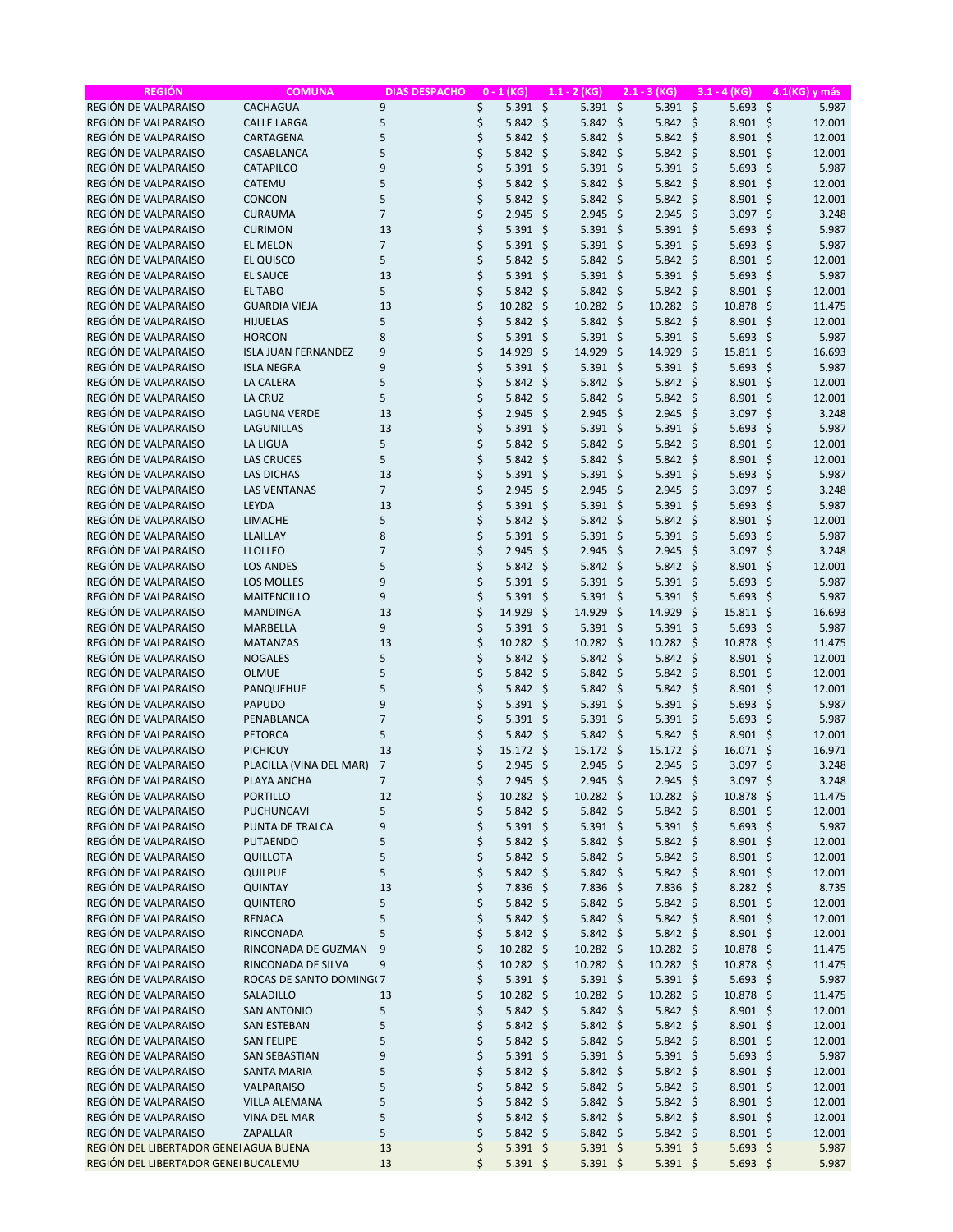| REGIÓN | COMUNA | DIAS DESPACHO | 0 - 1 (KG) | 1.1 - 2 (KG) | 2.1 - 3 (KG) | 3.1 - 4 (KG) | 4.1(KG) y más |
|---|---|---|---|---|---|---|---|
| REGIÓN DE VALPARAISO | CACHAGUA | 9 | $ 5.391 | $ 5.391 | $ 5.391 | $ 5.693 | $ 5.987 |
| REGIÓN DE VALPARAISO | CALLE LARGA | 5 | $ 5.842 | $ 5.842 | $ 5.842 | $ 8.901 | $ 12.001 |
| REGIÓN DE VALPARAISO | CARTAGENA | 5 | $ 5.842 | $ 5.842 | $ 5.842 | $ 8.901 | $ 12.001 |
| REGIÓN DE VALPARAISO | CASABLANCA | 5 | $ 5.842 | $ 5.842 | $ 5.842 | $ 8.901 | $ 12.001 |
| REGIÓN DE VALPARAISO | CATAPILCO | 9 | $ 5.391 | $ 5.391 | $ 5.391 | $ 5.693 | $ 5.987 |
| REGIÓN DE VALPARAISO | CATEMU | 5 | $ 5.842 | $ 5.842 | $ 5.842 | $ 8.901 | $ 12.001 |
| REGIÓN DE VALPARAISO | CONCON | 5 | $ 5.842 | $ 5.842 | $ 5.842 | $ 8.901 | $ 12.001 |
| REGIÓN DE VALPARAISO | CURAUMA | 7 | $ 2.945 | $ 2.945 | $ 2.945 | $ 3.097 | $ 3.248 |
| REGIÓN DE VALPARAISO | CURIMON | 13 | $ 5.391 | $ 5.391 | $ 5.391 | $ 5.693 | $ 5.987 |
| REGIÓN DE VALPARAISO | EL MELON | 7 | $ 5.391 | $ 5.391 | $ 5.391 | $ 5.693 | $ 5.987 |
| REGIÓN DE VALPARAISO | EL QUISCO | 5 | $ 5.842 | $ 5.842 | $ 5.842 | $ 8.901 | $ 12.001 |
| REGIÓN DE VALPARAISO | EL SAUCE | 13 | $ 5.391 | $ 5.391 | $ 5.391 | $ 5.693 | $ 5.987 |
| REGIÓN DE VALPARAISO | EL TABO | 5 | $ 5.842 | $ 5.842 | $ 5.842 | $ 8.901 | $ 12.001 |
| REGIÓN DE VALPARAISO | GUARDIA VIEJA | 13 | $ 10.282 | $ 10.282 | $ 10.282 | $ 10.878 | $ 11.475 |
| REGIÓN DE VALPARAISO | HIJUELAS | 5 | $ 5.842 | $ 5.842 | $ 5.842 | $ 8.901 | $ 12.001 |
| REGIÓN DE VALPARAISO | HORCON | 8 | $ 5.391 | $ 5.391 | $ 5.391 | $ 5.693 | $ 5.987 |
| REGIÓN DE VALPARAISO | ISLA JUAN FERNANDEZ | 9 | $ 14.929 | $ 14.929 | $ 14.929 | $ 15.811 | $ 16.693 |
| REGIÓN DE VALPARAISO | ISLA NEGRA | 9 | $ 5.391 | $ 5.391 | $ 5.391 | $ 5.693 | $ 5.987 |
| REGIÓN DE VALPARAISO | LA CALERA | 5 | $ 5.842 | $ 5.842 | $ 5.842 | $ 8.901 | $ 12.001 |
| REGIÓN DE VALPARAISO | LA CRUZ | 5 | $ 5.842 | $ 5.842 | $ 5.842 | $ 8.901 | $ 12.001 |
| REGIÓN DE VALPARAISO | LAGUNA VERDE | 13 | $ 2.945 | $ 2.945 | $ 2.945 | $ 3.097 | $ 3.248 |
| REGIÓN DE VALPARAISO | LAGUNILLAS | 13 | $ 5.391 | $ 5.391 | $ 5.391 | $ 5.693 | $ 5.987 |
| REGIÓN DE VALPARAISO | LA LIGUA | 5 | $ 5.842 | $ 5.842 | $ 5.842 | $ 8.901 | $ 12.001 |
| REGIÓN DE VALPARAISO | LAS CRUCES | 5 | $ 5.842 | $ 5.842 | $ 5.842 | $ 8.901 | $ 12.001 |
| REGIÓN DE VALPARAISO | LAS DICHAS | 13 | $ 5.391 | $ 5.391 | $ 5.391 | $ 5.693 | $ 5.987 |
| REGIÓN DE VALPARAISO | LAS VENTANAS | 7 | $ 2.945 | $ 2.945 | $ 2.945 | $ 3.097 | $ 3.248 |
| REGIÓN DE VALPARAISO | LEYDA | 13 | $ 5.391 | $ 5.391 | $ 5.391 | $ 5.693 | $ 5.987 |
| REGIÓN DE VALPARAISO | LIMACHE | 5 | $ 5.842 | $ 5.842 | $ 5.842 | $ 8.901 | $ 12.001 |
| REGIÓN DE VALPARAISO | LLAILLAY | 8 | $ 5.391 | $ 5.391 | $ 5.391 | $ 5.693 | $ 5.987 |
| REGIÓN DE VALPARAISO | LLOLLEO | 7 | $ 2.945 | $ 2.945 | $ 2.945 | $ 3.097 | $ 3.248 |
| REGIÓN DE VALPARAISO | LOS ANDES | 5 | $ 5.842 | $ 5.842 | $ 5.842 | $ 8.901 | $ 12.001 |
| REGIÓN DE VALPARAISO | LOS MOLLES | 9 | $ 5.391 | $ 5.391 | $ 5.391 | $ 5.693 | $ 5.987 |
| REGIÓN DE VALPARAISO | MAITENCILLO | 9 | $ 5.391 | $ 5.391 | $ 5.391 | $ 5.693 | $ 5.987 |
| REGIÓN DE VALPARAISO | MANDINGA | 13 | $ 14.929 | $ 14.929 | $ 14.929 | $ 15.811 | $ 16.693 |
| REGIÓN DE VALPARAISO | MARBELLA | 9 | $ 5.391 | $ 5.391 | $ 5.391 | $ 5.693 | $ 5.987 |
| REGIÓN DE VALPARAISO | MATANZAS | 13 | $ 10.282 | $ 10.282 | $ 10.282 | $ 10.878 | $ 11.475 |
| REGIÓN DE VALPARAISO | NOGALES | 5 | $ 5.842 | $ 5.842 | $ 5.842 | $ 8.901 | $ 12.001 |
| REGIÓN DE VALPARAISO | OLMUE | 5 | $ 5.842 | $ 5.842 | $ 5.842 | $ 8.901 | $ 12.001 |
| REGIÓN DE VALPARAISO | PANQUEHUE | 5 | $ 5.842 | $ 5.842 | $ 5.842 | $ 8.901 | $ 12.001 |
| REGIÓN DE VALPARAISO | PAPUDO | 9 | $ 5.391 | $ 5.391 | $ 5.391 | $ 5.693 | $ 5.987 |
| REGIÓN DE VALPARAISO | PENABLANCA | 7 | $ 5.391 | $ 5.391 | $ 5.391 | $ 5.693 | $ 5.987 |
| REGIÓN DE VALPARAISO | PETORCA | 5 | $ 5.842 | $ 5.842 | $ 5.842 | $ 8.901 | $ 12.001 |
| REGIÓN DE VALPARAISO | PICHICUY | 13 | $ 15.172 | $ 15.172 | $ 15.172 | $ 16.071 | $ 16.971 |
| REGIÓN DE VALPARAISO | PLACILLA (VINA DEL MAR) | 7 | $ 2.945 | $ 2.945 | $ 2.945 | $ 3.097 | $ 3.248 |
| REGIÓN DE VALPARAISO | PLAYA ANCHA | 7 | $ 2.945 | $ 2.945 | $ 2.945 | $ 3.097 | $ 3.248 |
| REGIÓN DE VALPARAISO | PORTILLO | 12 | $ 10.282 | $ 10.282 | $ 10.282 | $ 10.878 | $ 11.475 |
| REGIÓN DE VALPARAISO | PUCHUNCAVI | 5 | $ 5.842 | $ 5.842 | $ 5.842 | $ 8.901 | $ 12.001 |
| REGIÓN DE VALPARAISO | PUNTA DE TRALCA | 9 | $ 5.391 | $ 5.391 | $ 5.391 | $ 5.693 | $ 5.987 |
| REGIÓN DE VALPARAISO | PUTAENDO | 5 | $ 5.842 | $ 5.842 | $ 5.842 | $ 8.901 | $ 12.001 |
| REGIÓN DE VALPARAISO | QUILLOTA | 5 | $ 5.842 | $ 5.842 | $ 5.842 | $ 8.901 | $ 12.001 |
| REGIÓN DE VALPARAISO | QUILPUE | 5 | $ 5.842 | $ 5.842 | $ 5.842 | $ 8.901 | $ 12.001 |
| REGIÓN DE VALPARAISO | QUINTAY | 13 | $ 7.836 | $ 7.836 | $ 7.836 | $ 8.282 | $ 8.735 |
| REGIÓN DE VALPARAISO | QUINTERO | 5 | $ 5.842 | $ 5.842 | $ 5.842 | $ 8.901 | $ 12.001 |
| REGIÓN DE VALPARAISO | RENACA | 5 | $ 5.842 | $ 5.842 | $ 5.842 | $ 8.901 | $ 12.001 |
| REGIÓN DE VALPARAISO | RINCONADA | 5 | $ 5.842 | $ 5.842 | $ 5.842 | $ 8.901 | $ 12.001 |
| REGIÓN DE VALPARAISO | RINCONADA DE GUZMAN | 9 | $ 10.282 | $ 10.282 | $ 10.282 | $ 10.878 | $ 11.475 |
| REGIÓN DE VALPARAISO | RINCONADA DE SILVA | 9 | $ 10.282 | $ 10.282 | $ 10.282 | $ 10.878 | $ 11.475 |
| REGIÓN DE VALPARAISO | ROCAS DE SANTO DOMING( | 7 | $ 5.391 | $ 5.391 | $ 5.391 | $ 5.693 | $ 5.987 |
| REGIÓN DE VALPARAISO | SALADILLO | 13 | $ 10.282 | $ 10.282 | $ 10.282 | $ 10.878 | $ 11.475 |
| REGIÓN DE VALPARAISO | SAN ANTONIO | 5 | $ 5.842 | $ 5.842 | $ 5.842 | $ 8.901 | $ 12.001 |
| REGIÓN DE VALPARAISO | SAN ESTEBAN | 5 | $ 5.842 | $ 5.842 | $ 5.842 | $ 8.901 | $ 12.001 |
| REGIÓN DE VALPARAISO | SAN FELIPE | 5 | $ 5.842 | $ 5.842 | $ 5.842 | $ 8.901 | $ 12.001 |
| REGIÓN DE VALPARAISO | SAN SEBASTIAN | 9 | $ 5.391 | $ 5.391 | $ 5.391 | $ 5.693 | $ 5.987 |
| REGIÓN DE VALPARAISO | SANTA MARIA | 5 | $ 5.842 | $ 5.842 | $ 5.842 | $ 8.901 | $ 12.001 |
| REGIÓN DE VALPARAISO | VALPARAISO | 5 | $ 5.842 | $ 5.842 | $ 5.842 | $ 8.901 | $ 12.001 |
| REGIÓN DE VALPARAISO | VILLA ALEMANA | 5 | $ 5.842 | $ 5.842 | $ 5.842 | $ 8.901 | $ 12.001 |
| REGIÓN DE VALPARAISO | VINA DEL MAR | 5 | $ 5.842 | $ 5.842 | $ 5.842 | $ 8.901 | $ 12.001 |
| REGIÓN DE VALPARAISO | ZAPALLAR | 5 | $ 5.842 | $ 5.842 | $ 5.842 | $ 8.901 | $ 12.001 |
| REGIÓN DEL LIBERTADOR GENE | AGUA BUENA | 13 | $ 5.391 | $ 5.391 | $ 5.391 | $ 5.693 | $ 5.987 |
| REGIÓN DEL LIBERTADOR GENE | BUCALEMU | 13 | $ 5.391 | $ 5.391 | $ 5.391 | $ 5.693 | $ 5.987 |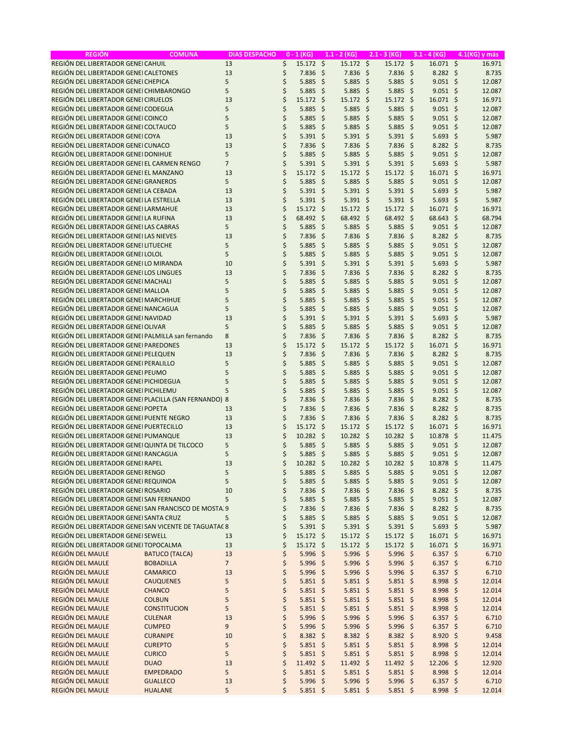| REGIÓN | COMUNA | DIAS DESPACHO | 0 - 1 (KG) | 1.1 - 2 (KG) | 2.1 - 3 (KG) | 3.1 - 4 (KG) | 4.1(KG) y más |
|---|---|---|---|---|---|---|---|
| REGIÓN DEL LIBERTADOR GENEI | CAHUIL | 13 | $ 15.172 | $ 15.172 | $ 15.172 | $ 16.071 | $ 16.971 |
| REGIÓN DEL LIBERTADOR GENEI | CALETONES | 13 | $ 7.836 | $ 7.836 | $ 7.836 | $ 8.282 | $ 8.735 |
| REGIÓN DEL LIBERTADOR GENEI | CHEPICA | 5 | $ 5.885 | $ 5.885 | $ 5.885 | $ 9.051 | $ 12.087 |
| REGIÓN DEL LIBERTADOR GENEI | CHIMBARONGO | 5 | $ 5.885 | $ 5.885 | $ 5.885 | $ 9.051 | $ 12.087 |
| REGIÓN DEL LIBERTADOR GENEI | CIRUELOS | 13 | $ 15.172 | $ 15.172 | $ 15.172 | $ 16.071 | $ 16.971 |
| REGIÓN DEL LIBERTADOR GENEI | CODEGUA | 5 | $ 5.885 | $ 5.885 | $ 5.885 | $ 9.051 | $ 12.087 |
| REGIÓN DEL LIBERTADOR GENEI | COINCO | 5 | $ 5.885 | $ 5.885 | $ 5.885 | $ 9.051 | $ 12.087 |
| REGIÓN DEL LIBERTADOR GENEI | COLTAUCO | 5 | $ 5.885 | $ 5.885 | $ 5.885 | $ 9.051 | $ 12.087 |
| REGIÓN DEL LIBERTADOR GENEI | COYA | 13 | $ 5.391 | $ 5.391 | $ 5.391 | $ 5.693 | $ 5.987 |
| REGIÓN DEL LIBERTADOR GENEI | CUNACO | 13 | $ 7.836 | $ 7.836 | $ 7.836 | $ 8.282 | $ 8.735 |
| REGIÓN DEL LIBERTADOR GENEI | DONIHUE | 5 | $ 5.885 | $ 5.885 | $ 5.885 | $ 9.051 | $ 12.087 |
| REGIÓN DEL LIBERTADOR GENEI | EL CARMEN RENGO | 7 | $ 5.391 | $ 5.391 | $ 5.391 | $ 5.693 | $ 5.987 |
| REGIÓN DEL LIBERTADOR GENEI | EL MANZANO | 13 | $ 15.172 | $ 15.172 | $ 15.172 | $ 16.071 | $ 16.971 |
| REGIÓN DEL LIBERTADOR GENEI | GRANEROS | 5 | $ 5.885 | $ 5.885 | $ 5.885 | $ 9.051 | $ 12.087 |
| REGIÓN DEL LIBERTADOR GENEI | LA CEBADA | 13 | $ 5.391 | $ 5.391 | $ 5.391 | $ 5.693 | $ 5.987 |
| REGIÓN DEL LIBERTADOR GENEI | LA ESTRELLA | 13 | $ 5.391 | $ 5.391 | $ 5.391 | $ 5.693 | $ 5.987 |
| REGIÓN DEL LIBERTADOR GENEI | LARMAHUE | 13 | $ 15.172 | $ 15.172 | $ 15.172 | $ 16.071 | $ 16.971 |
| REGIÓN DEL LIBERTADOR GENEI | LA RUFINA | 13 | $ 68.492 | $ 68.492 | $ 68.492 | $ 68.643 | $ 68.794 |
| REGIÓN DEL LIBERTADOR GENEI | LAS CABRAS | 5 | $ 5.885 | $ 5.885 | $ 5.885 | $ 9.051 | $ 12.087 |
| REGIÓN DEL LIBERTADOR GENEI | LAS NIEVES | 13 | $ 7.836 | $ 7.836 | $ 7.836 | $ 8.282 | $ 8.735 |
| REGIÓN DEL LIBERTADOR GENEI | LITUECHE | 5 | $ 5.885 | $ 5.885 | $ 5.885 | $ 9.051 | $ 12.087 |
| REGIÓN DEL LIBERTADOR GENEI | LOLOL | 5 | $ 5.885 | $ 5.885 | $ 5.885 | $ 9.051 | $ 12.087 |
| REGIÓN DEL LIBERTADOR GENEI | LO MIRANDA | 10 | $ 5.391 | $ 5.391 | $ 5.391 | $ 5.693 | $ 5.987 |
| REGIÓN DEL LIBERTADOR GENEI | LOS LINGUES | 13 | $ 7.836 | $ 7.836 | $ 7.836 | $ 8.282 | $ 8.735 |
| REGIÓN DEL LIBERTADOR GENEI | MACHALI | 5 | $ 5.885 | $ 5.885 | $ 5.885 | $ 9.051 | $ 12.087 |
| REGIÓN DEL LIBERTADOR GENEI | MALLOA | 5 | $ 5.885 | $ 5.885 | $ 5.885 | $ 9.051 | $ 12.087 |
| REGIÓN DEL LIBERTADOR GENEI | MARCHIHUE | 5 | $ 5.885 | $ 5.885 | $ 5.885 | $ 9.051 | $ 12.087 |
| REGIÓN DEL LIBERTADOR GENEI | NANCAGUA | 5 | $ 5.885 | $ 5.885 | $ 5.885 | $ 9.051 | $ 12.087 |
| REGIÓN DEL LIBERTADOR GENEI | NAVIDAD | 13 | $ 5.391 | $ 5.391 | $ 5.391 | $ 5.693 | $ 5.987 |
| REGIÓN DEL LIBERTADOR GENEI | OLIVAR | 5 | $ 5.885 | $ 5.885 | $ 5.885 | $ 9.051 | $ 12.087 |
| REGIÓN DEL LIBERTADOR GENEI | PALMILLA san fernando | 8 | $ 7.836 | $ 7.836 | $ 7.836 | $ 8.282 | $ 8.735 |
| REGIÓN DEL LIBERTADOR GENEI | PAREDONES | 13 | $ 15.172 | $ 15.172 | $ 15.172 | $ 16.071 | $ 16.971 |
| REGIÓN DEL LIBERTADOR GENEI | PELEQUEN | 13 | $ 7.836 | $ 7.836 | $ 7.836 | $ 8.282 | $ 8.735 |
| REGIÓN DEL LIBERTADOR GENEI | PERALILLO | 5 | $ 5.885 | $ 5.885 | $ 5.885 | $ 9.051 | $ 12.087 |
| REGIÓN DEL LIBERTADOR GENEI | PEUMO | 5 | $ 5.885 | $ 5.885 | $ 5.885 | $ 9.051 | $ 12.087 |
| REGIÓN DEL LIBERTADOR GENEI | PICHIDEGUA | 5 | $ 5.885 | $ 5.885 | $ 5.885 | $ 9.051 | $ 12.087 |
| REGIÓN DEL LIBERTADOR GENEI | PICHILEMU | 5 | $ 5.885 | $ 5.885 | $ 5.885 | $ 9.051 | $ 12.087 |
| REGIÓN DEL LIBERTADOR GENEI | PLACILLA (SAN FERNANDO) | 8 | $ 7.836 | $ 7.836 | $ 7.836 | $ 8.282 | $ 8.735 |
| REGIÓN DEL LIBERTADOR GENEI | POPETA | 13 | $ 7.836 | $ 7.836 | $ 7.836 | $ 8.282 | $ 8.735 |
| REGIÓN DEL LIBERTADOR GENEI | PUENTE NEGRO | 13 | $ 7.836 | $ 7.836 | $ 7.836 | $ 8.282 | $ 8.735 |
| REGIÓN DEL LIBERTADOR GENEI | PUERTECILLO | 13 | $ 15.172 | $ 15.172 | $ 15.172 | $ 16.071 | $ 16.971 |
| REGIÓN DEL LIBERTADOR GENEI | PUMANQUE | 13 | $ 10.282 | $ 10.282 | $ 10.282 | $ 10.878 | $ 11.475 |
| REGIÓN DEL LIBERTADOR GENEI | QUINTA DE TILCOCO | 5 | $ 5.885 | $ 5.885 | $ 5.885 | $ 9.051 | $ 12.087 |
| REGIÓN DEL LIBERTADOR GENEI | RANCAGUA | 5 | $ 5.885 | $ 5.885 | $ 5.885 | $ 9.051 | $ 12.087 |
| REGIÓN DEL LIBERTADOR GENEI | RAPEL | 13 | $ 10.282 | $ 10.282 | $ 10.282 | $ 10.878 | $ 11.475 |
| REGIÓN DEL LIBERTADOR GENEI | RENGO | 5 | $ 5.885 | $ 5.885 | $ 5.885 | $ 9.051 | $ 12.087 |
| REGIÓN DEL LIBERTADOR GENEI | REQUINOA | 5 | $ 5.885 | $ 5.885 | $ 5.885 | $ 9.051 | $ 12.087 |
| REGIÓN DEL LIBERTADOR GENEI | ROSARIO | 10 | $ 7.836 | $ 7.836 | $ 7.836 | $ 8.282 | $ 8.735 |
| REGIÓN DEL LIBERTADOR GENEI | SAN FERNANDO | 5 | $ 5.885 | $ 5.885 | $ 5.885 | $ 9.051 | $ 12.087 |
| REGIÓN DEL LIBERTADOR GENEI | SAN FRANCISCO DE MOSTA | 9 | $ 7.836 | $ 7.836 | $ 7.836 | $ 8.282 | $ 8.735 |
| REGIÓN DEL LIBERTADOR GENEI | SANTA CRUZ | 5 | $ 5.885 | $ 5.885 | $ 5.885 | $ 9.051 | $ 12.087 |
| REGIÓN DEL LIBERTADOR GENEI | SAN VICENTE DE TAGUATA( | 8 | $ 5.391 | $ 5.391 | $ 5.391 | $ 5.693 | $ 5.987 |
| REGIÓN DEL LIBERTADOR GENEI | SEWELL | 13 | $ 15.172 | $ 15.172 | $ 15.172 | $ 16.071 | $ 16.971 |
| REGIÓN DEL LIBERTADOR GENEI | TOPOCALMA | 13 | $ 15.172 | $ 15.172 | $ 15.172 | $ 16.071 | $ 16.971 |
| REGIÓN DEL MAULE | BATUCO (TALCA) | 13 | $ 5.996 | $ 5.996 | $ 5.996 | $ 6.357 | $ 6.710 |
| REGIÓN DEL MAULE | BOBADILLA | 7 | $ 5.996 | $ 5.996 | $ 5.996 | $ 6.357 | $ 6.710 |
| REGIÓN DEL MAULE | CAMARICO | 13 | $ 5.996 | $ 5.996 | $ 5.996 | $ 6.357 | $ 6.710 |
| REGIÓN DEL MAULE | CAUQUENES | 5 | $ 5.851 | $ 5.851 | $ 5.851 | $ 8.998 | $ 12.014 |
| REGIÓN DEL MAULE | CHANCO | 5 | $ 5.851 | $ 5.851 | $ 5.851 | $ 8.998 | $ 12.014 |
| REGIÓN DEL MAULE | COLBUN | 5 | $ 5.851 | $ 5.851 | $ 5.851 | $ 8.998 | $ 12.014 |
| REGIÓN DEL MAULE | CONSTITUCION | 5 | $ 5.851 | $ 5.851 | $ 5.851 | $ 8.998 | $ 12.014 |
| REGIÓN DEL MAULE | CULENAR | 13 | $ 5.996 | $ 5.996 | $ 5.996 | $ 6.357 | $ 6.710 |
| REGIÓN DEL MAULE | CUMPEO | 9 | $ 5.996 | $ 5.996 | $ 5.996 | $ 6.357 | $ 6.710 |
| REGIÓN DEL MAULE | CURANIPE | 10 | $ 8.382 | $ 8.382 | $ 8.382 | $ 8.920 | $ 9.458 |
| REGIÓN DEL MAULE | CUREPTO | 5 | $ 5.851 | $ 5.851 | $ 5.851 | $ 8.998 | $ 12.014 |
| REGIÓN DEL MAULE | CURICO | 5 | $ 5.851 | $ 5.851 | $ 5.851 | $ 8.998 | $ 12.014 |
| REGIÓN DEL MAULE | DUAO | 13 | $ 11.492 | $ 11.492 | $ 11.492 | $ 12.206 | $ 12.920 |
| REGIÓN DEL MAULE | EMPEDRADO | 5 | $ 5.851 | $ 5.851 | $ 5.851 | $ 8.998 | $ 12.014 |
| REGIÓN DEL MAULE | GUALLECO | 13 | $ 5.996 | $ 5.996 | $ 5.996 | $ 6.357 | $ 6.710 |
| REGIÓN DEL MAULE | HUALANE | 5 | $ 5.851 | $ 5.851 | $ 5.851 | $ 8.998 | $ 12.014 |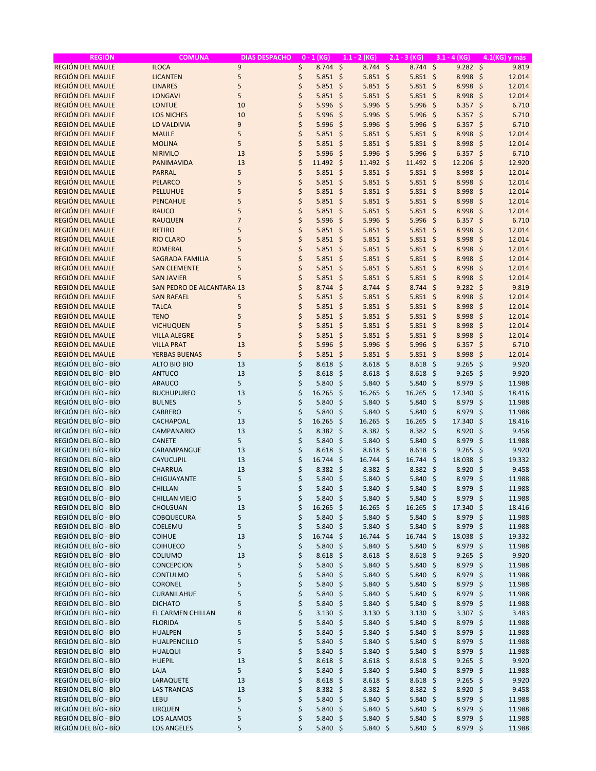| REGIÓN | COMUNA | DIAS DESPACHO | 0 - 1 (KG) | 1.1 - 2 (KG) | 2.1 - 3 (KG) | 3.1 - 4 (KG) | 4.1(KG) y más |
|---|---|---|---|---|---|---|---|
| REGIÓN DEL MAULE | ILOCA | 9 | $ 8.744 | $ 8.744 | $ 8.744 | $ 9.282 | $ 9.819 |
| REGIÓN DEL MAULE | LICANTEN | 5 | $ 5.851 | $ 5.851 | $ 5.851 | $ 8.998 | $ 12.014 |
| REGIÓN DEL MAULE | LINARES | 5 | $ 5.851 | $ 5.851 | $ 5.851 | $ 8.998 | $ 12.014 |
| REGIÓN DEL MAULE | LONGAVI | 5 | $ 5.851 | $ 5.851 | $ 5.851 | $ 8.998 | $ 12.014 |
| REGIÓN DEL MAULE | LONTUE | 10 | $ 5.996 | $ 5.996 | $ 5.996 | $ 6.357 | $ 6.710 |
| REGIÓN DEL MAULE | LOS NICHES | 10 | $ 5.996 | $ 5.996 | $ 5.996 | $ 6.357 | $ 6.710 |
| REGIÓN DEL MAULE | LO VALDIVIA | 9 | $ 5.996 | $ 5.996 | $ 5.996 | $ 6.357 | $ 6.710 |
| REGIÓN DEL MAULE | MAULE | 5 | $ 5.851 | $ 5.851 | $ 5.851 | $ 8.998 | $ 12.014 |
| REGIÓN DEL MAULE | MOLINA | 5 | $ 5.851 | $ 5.851 | $ 5.851 | $ 8.998 | $ 12.014 |
| REGIÓN DEL MAULE | NIRIVILO | 13 | $ 5.996 | $ 5.996 | $ 5.996 | $ 6.357 | $ 6.710 |
| REGIÓN DEL MAULE | PANIMAVIDA | 13 | $ 11.492 | $ 11.492 | $ 11.492 | $ 12.206 | $ 12.920 |
| REGIÓN DEL MAULE | PARRAL | 5 | $ 5.851 | $ 5.851 | $ 5.851 | $ 8.998 | $ 12.014 |
| REGIÓN DEL MAULE | PELARCO | 5 | $ 5.851 | $ 5.851 | $ 5.851 | $ 8.998 | $ 12.014 |
| REGIÓN DEL MAULE | PELLUHUE | 5 | $ 5.851 | $ 5.851 | $ 5.851 | $ 8.998 | $ 12.014 |
| REGIÓN DEL MAULE | PENCAHUE | 5 | $ 5.851 | $ 5.851 | $ 5.851 | $ 8.998 | $ 12.014 |
| REGIÓN DEL MAULE | RAUCO | 5 | $ 5.851 | $ 5.851 | $ 5.851 | $ 8.998 | $ 12.014 |
| REGIÓN DEL MAULE | RAUQUEN | 7 | $ 5.996 | $ 5.996 | $ 5.996 | $ 6.357 | $ 6.710 |
| REGIÓN DEL MAULE | RETIRO | 5 | $ 5.851 | $ 5.851 | $ 5.851 | $ 8.998 | $ 12.014 |
| REGIÓN DEL MAULE | RIO CLARO | 5 | $ 5.851 | $ 5.851 | $ 5.851 | $ 8.998 | $ 12.014 |
| REGIÓN DEL MAULE | ROMERAL | 5 | $ 5.851 | $ 5.851 | $ 5.851 | $ 8.998 | $ 12.014 |
| REGIÓN DEL MAULE | SAGRADA FAMILIA | 5 | $ 5.851 | $ 5.851 | $ 5.851 | $ 8.998 | $ 12.014 |
| REGIÓN DEL MAULE | SAN CLEMENTE | 5 | $ 5.851 | $ 5.851 | $ 5.851 | $ 8.998 | $ 12.014 |
| REGIÓN DEL MAULE | SAN JAVIER | 5 | $ 5.851 | $ 5.851 | $ 5.851 | $ 8.998 | $ 12.014 |
| REGIÓN DEL MAULE | SAN PEDRO DE ALCANTARA | 13 | $ 8.744 | $ 8.744 | $ 8.744 | $ 9.282 | $ 9.819 |
| REGIÓN DEL MAULE | SAN RAFAEL | 5 | $ 5.851 | $ 5.851 | $ 5.851 | $ 8.998 | $ 12.014 |
| REGIÓN DEL MAULE | TALCA | 5 | $ 5.851 | $ 5.851 | $ 5.851 | $ 8.998 | $ 12.014 |
| REGIÓN DEL MAULE | TENO | 5 | $ 5.851 | $ 5.851 | $ 5.851 | $ 8.998 | $ 12.014 |
| REGIÓN DEL MAULE | VICHUQUEN | 5 | $ 5.851 | $ 5.851 | $ 5.851 | $ 8.998 | $ 12.014 |
| REGIÓN DEL MAULE | VILLA ALEGRE | 5 | $ 5.851 | $ 5.851 | $ 5.851 | $ 8.998 | $ 12.014 |
| REGIÓN DEL MAULE | VILLA PRAT | 13 | $ 5.996 | $ 5.996 | $ 5.996 | $ 6.357 | $ 6.710 |
| REGIÓN DEL MAULE | YERBAS BUENAS | 5 | $ 5.851 | $ 5.851 | $ 5.851 | $ 8.998 | $ 12.014 |
| REGIÓN DEL BÍO - BÍO | ALTO BIO BIO | 13 | $ 8.618 | $ 8.618 | $ 8.618 | $ 9.265 | $ 9.920 |
| REGIÓN DEL BÍO - BÍO | ANTUCO | 13 | $ 8.618 | $ 8.618 | $ 8.618 | $ 9.265 | $ 9.920 |
| REGIÓN DEL BÍO - BÍO | ARAUCO | 5 | $ 5.840 | $ 5.840 | $ 5.840 | $ 8.979 | $ 11.988 |
| REGIÓN DEL BÍO - BÍO | BUCHUPUREO | 13 | $ 16.265 | $ 16.265 | $ 16.265 | $ 17.340 | $ 18.416 |
| REGIÓN DEL BÍO - BÍO | BULNES | 5 | $ 5.840 | $ 5.840 | $ 5.840 | $ 8.979 | $ 11.988 |
| REGIÓN DEL BÍO - BÍO | CABRERO | 5 | $ 5.840 | $ 5.840 | $ 5.840 | $ 8.979 | $ 11.988 |
| REGIÓN DEL BÍO - BÍO | CACHAPOAL | 13 | $ 16.265 | $ 16.265 | $ 16.265 | $ 17.340 | $ 18.416 |
| REGIÓN DEL BÍO - BÍO | CAMPANARIO | 13 | $ 8.382 | $ 8.382 | $ 8.382 | $ 8.920 | $ 9.458 |
| REGIÓN DEL BÍO - BÍO | CANETE | 5 | $ 5.840 | $ 5.840 | $ 5.840 | $ 8.979 | $ 11.988 |
| REGIÓN DEL BÍO - BÍO | CARAMPANGUE | 13 | $ 8.618 | $ 8.618 | $ 8.618 | $ 9.265 | $ 9.920 |
| REGIÓN DEL BÍO - BÍO | CAYUCUPIL | 13 | $ 16.744 | $ 16.744 | $ 16.744 | $ 18.038 | $ 19.332 |
| REGIÓN DEL BÍO - BÍO | CHARRUA | 13 | $ 8.382 | $ 8.382 | $ 8.382 | $ 8.920 | $ 9.458 |
| REGIÓN DEL BÍO - BÍO | CHIGUAYANTE | 5 | $ 5.840 | $ 5.840 | $ 5.840 | $ 8.979 | $ 11.988 |
| REGIÓN DEL BÍO - BÍO | CHILLAN | 5 | $ 5.840 | $ 5.840 | $ 5.840 | $ 8.979 | $ 11.988 |
| REGIÓN DEL BÍO - BÍO | CHILLAN VIEJO | 5 | $ 5.840 | $ 5.840 | $ 5.840 | $ 8.979 | $ 11.988 |
| REGIÓN DEL BÍO - BÍO | CHOLGUAN | 13 | $ 16.265 | $ 16.265 | $ 16.265 | $ 17.340 | $ 18.416 |
| REGIÓN DEL BÍO - BÍO | COBQUECURA | 5 | $ 5.840 | $ 5.840 | $ 5.840 | $ 8.979 | $ 11.988 |
| REGIÓN DEL BÍO - BÍO | COELEMU | 5 | $ 5.840 | $ 5.840 | $ 5.840 | $ 8.979 | $ 11.988 |
| REGIÓN DEL BÍO - BÍO | COIHUE | 13 | $ 16.744 | $ 16.744 | $ 16.744 | $ 18.038 | $ 19.332 |
| REGIÓN DEL BÍO - BÍO | COIHUECO | 5 | $ 5.840 | $ 5.840 | $ 5.840 | $ 8.979 | $ 11.988 |
| REGIÓN DEL BÍO - BÍO | COLIUMO | 13 | $ 8.618 | $ 8.618 | $ 8.618 | $ 9.265 | $ 9.920 |
| REGIÓN DEL BÍO - BÍO | CONCEPCION | 5 | $ 5.840 | $ 5.840 | $ 5.840 | $ 8.979 | $ 11.988 |
| REGIÓN DEL BÍO - BÍO | CONTULMO | 5 | $ 5.840 | $ 5.840 | $ 5.840 | $ 8.979 | $ 11.988 |
| REGIÓN DEL BÍO - BÍO | CORONEL | 5 | $ 5.840 | $ 5.840 | $ 5.840 | $ 8.979 | $ 11.988 |
| REGIÓN DEL BÍO - BÍO | CURANILAHUE | 5 | $ 5.840 | $ 5.840 | $ 5.840 | $ 8.979 | $ 11.988 |
| REGIÓN DEL BÍO - BÍO | DICHATO | 5 | $ 5.840 | $ 5.840 | $ 5.840 | $ 8.979 | $ 11.988 |
| REGIÓN DEL BÍO - BÍO | EL CARMEN CHILLAN | 8 | $ 3.130 | $ 3.130 | $ 3.130 | $ 3.307 | $ 3.483 |
| REGIÓN DEL BÍO - BÍO | FLORIDA | 5 | $ 5.840 | $ 5.840 | $ 5.840 | $ 8.979 | $ 11.988 |
| REGIÓN DEL BÍO - BÍO | HUALPEN | 5 | $ 5.840 | $ 5.840 | $ 5.840 | $ 8.979 | $ 11.988 |
| REGIÓN DEL BÍO - BÍO | HUALPENCILLO | 5 | $ 5.840 | $ 5.840 | $ 5.840 | $ 8.979 | $ 11.988 |
| REGIÓN DEL BÍO - BÍO | HUALQUI | 5 | $ 5.840 | $ 5.840 | $ 5.840 | $ 8.979 | $ 11.988 |
| REGIÓN DEL BÍO - BÍO | HUEPIL | 13 | $ 8.618 | $ 8.618 | $ 8.618 | $ 9.265 | $ 9.920 |
| REGIÓN DEL BÍO - BÍO | LAJA | 5 | $ 5.840 | $ 5.840 | $ 5.840 | $ 8.979 | $ 11.988 |
| REGIÓN DEL BÍO - BÍO | LARAQUETE | 13 | $ 8.618 | $ 8.618 | $ 8.618 | $ 9.265 | $ 9.920 |
| REGIÓN DEL BÍO - BÍO | LAS TRANCAS | 13 | $ 8.382 | $ 8.382 | $ 8.382 | $ 8.920 | $ 9.458 |
| REGIÓN DEL BÍO - BÍO | LEBU | 5 | $ 5.840 | $ 5.840 | $ 5.840 | $ 8.979 | $ 11.988 |
| REGIÓN DEL BÍO - BÍO | LIRQUEN | 5 | $ 5.840 | $ 5.840 | $ 5.840 | $ 8.979 | $ 11.988 |
| REGIÓN DEL BÍO - BÍO | LOS ALAMOS | 5 | $ 5.840 | $ 5.840 | $ 5.840 | $ 8.979 | $ 11.988 |
| REGIÓN DEL BÍO - BÍO | LOS ANGELES | 5 | $ 5.840 | $ 5.840 | $ 5.840 | $ 8.979 | $ 11.988 |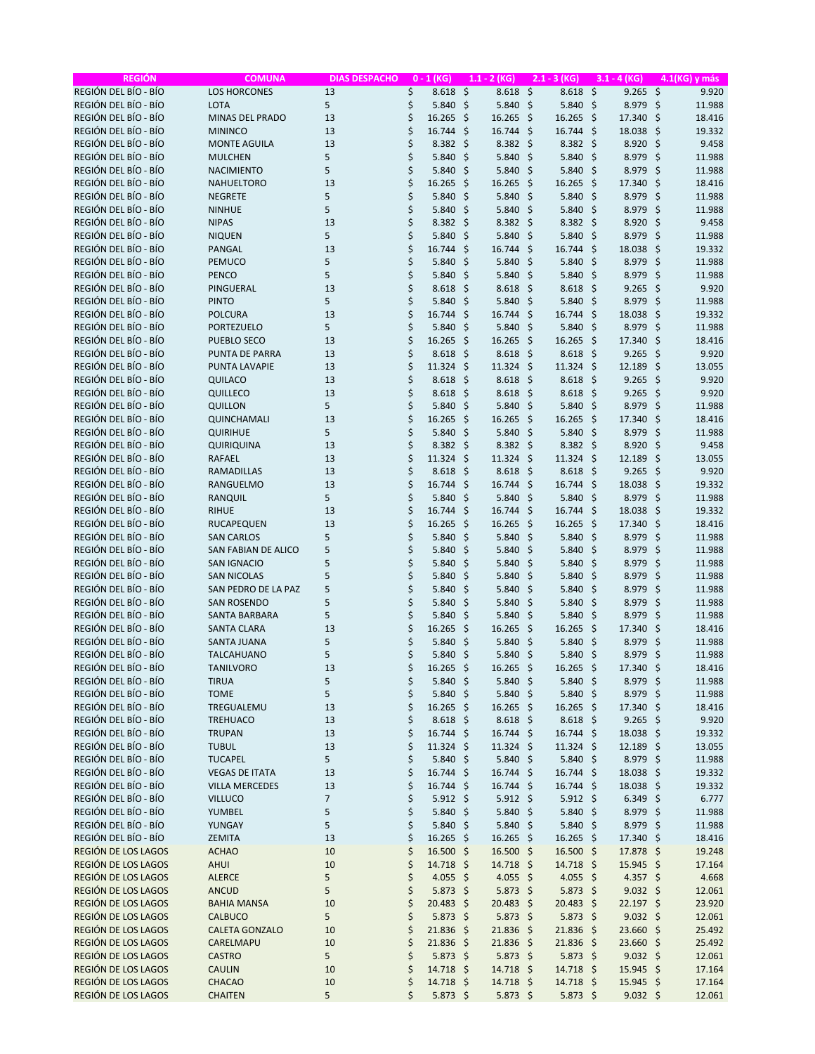| REGIÓN | COMUNA | DIAS DESPACHO | 0 - 1 (KG) | 1.1 - 2 (KG) | 2.1 - 3 (KG) | 3.1 - 4 (KG) | 4.1(KG) y más |
|---|---|---|---|---|---|---|---|
| REGIÓN DEL BÍO - BÍO | LOS HORCONES | 13 | $ 8.618 | $ 8.618 | $ 8.618 | $ 9.265 | $ 9.920 |
| REGIÓN DEL BÍO - BÍO | LOTA | 5 | $ 5.840 | $ 5.840 | $ 5.840 | $ 8.979 | $ 11.988 |
| REGIÓN DEL BÍO - BÍO | MINAS DEL PRADO | 13 | $ 16.265 | $ 16.265 | $ 16.265 | $ 17.340 | $ 18.416 |
| REGIÓN DEL BÍO - BÍO | MININCO | 13 | $ 16.744 | $ 16.744 | $ 16.744 | $ 18.038 | $ 19.332 |
| REGIÓN DEL BÍO - BÍO | MONTE AGUILA | 13 | $ 8.382 | $ 8.382 | $ 8.382 | $ 8.920 | $ 9.458 |
| REGIÓN DEL BÍO - BÍO | MULCHEN | 5 | $ 5.840 | $ 5.840 | $ 5.840 | $ 8.979 | $ 11.988 |
| REGIÓN DEL BÍO - BÍO | NACIMIENTO | 5 | $ 5.840 | $ 5.840 | $ 5.840 | $ 8.979 | $ 11.988 |
| REGIÓN DEL BÍO - BÍO | NAHUELTORO | 13 | $ 16.265 | $ 16.265 | $ 16.265 | $ 17.340 | $ 18.416 |
| REGIÓN DEL BÍO - BÍO | NEGRETE | 5 | $ 5.840 | $ 5.840 | $ 5.840 | $ 8.979 | $ 11.988 |
| REGIÓN DEL BÍO - BÍO | NINHUE | 5 | $ 5.840 | $ 5.840 | $ 5.840 | $ 8.979 | $ 11.988 |
| REGIÓN DEL BÍO - BÍO | NIPAS | 13 | $ 8.382 | $ 8.382 | $ 8.382 | $ 8.920 | $ 9.458 |
| REGIÓN DEL BÍO - BÍO | NIQUEN | 5 | $ 5.840 | $ 5.840 | $ 5.840 | $ 8.979 | $ 11.988 |
| REGIÓN DEL BÍO - BÍO | PANGAL | 13 | $ 16.744 | $ 16.744 | $ 16.744 | $ 18.038 | $ 19.332 |
| REGIÓN DEL BÍO - BÍO | PEMUCO | 5 | $ 5.840 | $ 5.840 | $ 5.840 | $ 8.979 | $ 11.988 |
| REGIÓN DEL BÍO - BÍO | PENCO | 5 | $ 5.840 | $ 5.840 | $ 5.840 | $ 8.979 | $ 11.988 |
| REGIÓN DEL BÍO - BÍO | PINGUERAL | 13 | $ 8.618 | $ 8.618 | $ 8.618 | $ 9.265 | $ 9.920 |
| REGIÓN DEL BÍO - BÍO | PINTO | 5 | $ 5.840 | $ 5.840 | $ 5.840 | $ 8.979 | $ 11.988 |
| REGIÓN DEL BÍO - BÍO | POLCURA | 13 | $ 16.744 | $ 16.744 | $ 16.744 | $ 18.038 | $ 19.332 |
| REGIÓN DEL BÍO - BÍO | PORTEZUELO | 5 | $ 5.840 | $ 5.840 | $ 5.840 | $ 8.979 | $ 11.988 |
| REGIÓN DEL BÍO - BÍO | PUEBLO SECO | 13 | $ 16.265 | $ 16.265 | $ 16.265 | $ 17.340 | $ 18.416 |
| REGIÓN DEL BÍO - BÍO | PUNTA DE PARRA | 13 | $ 8.618 | $ 8.618 | $ 8.618 | $ 9.265 | $ 9.920 |
| REGIÓN DEL BÍO - BÍO | PUNTA LAVAPIE | 13 | $ 11.324 | $ 11.324 | $ 11.324 | $ 12.189 | $ 13.055 |
| REGIÓN DEL BÍO - BÍO | QUILACO | 13 | $ 8.618 | $ 8.618 | $ 8.618 | $ 9.265 | $ 9.920 |
| REGIÓN DEL BÍO - BÍO | QUILLECO | 13 | $ 8.618 | $ 8.618 | $ 8.618 | $ 9.265 | $ 9.920 |
| REGIÓN DEL BÍO - BÍO | QUILLON | 5 | $ 5.840 | $ 5.840 | $ 5.840 | $ 8.979 | $ 11.988 |
| REGIÓN DEL BÍO - BÍO | QUINCHAMALI | 13 | $ 16.265 | $ 16.265 | $ 16.265 | $ 17.340 | $ 18.416 |
| REGIÓN DEL BÍO - BÍO | QUIRIHUE | 5 | $ 5.840 | $ 5.840 | $ 5.840 | $ 8.979 | $ 11.988 |
| REGIÓN DEL BÍO - BÍO | QUIRIQUINA | 13 | $ 8.382 | $ 8.382 | $ 8.382 | $ 8.920 | $ 9.458 |
| REGIÓN DEL BÍO - BÍO | RAFAEL | 13 | $ 11.324 | $ 11.324 | $ 11.324 | $ 12.189 | $ 13.055 |
| REGIÓN DEL BÍO - BÍO | RAMADILLAS | 13 | $ 8.618 | $ 8.618 | $ 8.618 | $ 9.265 | $ 9.920 |
| REGIÓN DEL BÍO - BÍO | RANGUELMO | 13 | $ 16.744 | $ 16.744 | $ 16.744 | $ 18.038 | $ 19.332 |
| REGIÓN DEL BÍO - BÍO | RANQUIL | 5 | $ 5.840 | $ 5.840 | $ 5.840 | $ 8.979 | $ 11.988 |
| REGIÓN DEL BÍO - BÍO | RIHUE | 13 | $ 16.744 | $ 16.744 | $ 16.744 | $ 18.038 | $ 19.332 |
| REGIÓN DEL BÍO - BÍO | RUCAPEQUEN | 13 | $ 16.265 | $ 16.265 | $ 16.265 | $ 17.340 | $ 18.416 |
| REGIÓN DEL BÍO - BÍO | SAN CARLOS | 5 | $ 5.840 | $ 5.840 | $ 5.840 | $ 8.979 | $ 11.988 |
| REGIÓN DEL BÍO - BÍO | SAN FABIAN DE ALICO | 5 | $ 5.840 | $ 5.840 | $ 5.840 | $ 8.979 | $ 11.988 |
| REGIÓN DEL BÍO - BÍO | SAN IGNACIO | 5 | $ 5.840 | $ 5.840 | $ 5.840 | $ 8.979 | $ 11.988 |
| REGIÓN DEL BÍO - BÍO | SAN NICOLAS | 5 | $ 5.840 | $ 5.840 | $ 5.840 | $ 8.979 | $ 11.988 |
| REGIÓN DEL BÍO - BÍO | SAN PEDRO DE LA PAZ | 5 | $ 5.840 | $ 5.840 | $ 5.840 | $ 8.979 | $ 11.988 |
| REGIÓN DEL BÍO - BÍO | SAN ROSENDO | 5 | $ 5.840 | $ 5.840 | $ 5.840 | $ 8.979 | $ 11.988 |
| REGIÓN DEL BÍO - BÍO | SANTA BARBARA | 5 | $ 5.840 | $ 5.840 | $ 5.840 | $ 8.979 | $ 11.988 |
| REGIÓN DEL BÍO - BÍO | SANTA CLARA | 13 | $ 16.265 | $ 16.265 | $ 16.265 | $ 17.340 | $ 18.416 |
| REGIÓN DEL BÍO - BÍO | SANTA JUANA | 5 | $ 5.840 | $ 5.840 | $ 5.840 | $ 8.979 | $ 11.988 |
| REGIÓN DEL BÍO - BÍO | TALCAHUANO | 5 | $ 5.840 | $ 5.840 | $ 5.840 | $ 8.979 | $ 11.988 |
| REGIÓN DEL BÍO - BÍO | TANILVORO | 13 | $ 16.265 | $ 16.265 | $ 16.265 | $ 17.340 | $ 18.416 |
| REGIÓN DEL BÍO - BÍO | TIRUA | 5 | $ 5.840 | $ 5.840 | $ 5.840 | $ 8.979 | $ 11.988 |
| REGIÓN DEL BÍO - BÍO | TOME | 5 | $ 5.840 | $ 5.840 | $ 5.840 | $ 8.979 | $ 11.988 |
| REGIÓN DEL BÍO - BÍO | TREGUALEMU | 13 | $ 16.265 | $ 16.265 | $ 16.265 | $ 17.340 | $ 18.416 |
| REGIÓN DEL BÍO - BÍO | TREHUACO | 13 | $ 8.618 | $ 8.618 | $ 8.618 | $ 9.265 | $ 9.920 |
| REGIÓN DEL BÍO - BÍO | TRUPAN | 13 | $ 16.744 | $ 16.744 | $ 16.744 | $ 18.038 | $ 19.332 |
| REGIÓN DEL BÍO - BÍO | TUBUL | 13 | $ 11.324 | $ 11.324 | $ 11.324 | $ 12.189 | $ 13.055 |
| REGIÓN DEL BÍO - BÍO | TUCAPEL | 5 | $ 5.840 | $ 5.840 | $ 5.840 | $ 8.979 | $ 11.988 |
| REGIÓN DEL BÍO - BÍO | VEGAS DE ITATA | 13 | $ 16.744 | $ 16.744 | $ 16.744 | $ 18.038 | $ 19.332 |
| REGIÓN DEL BÍO - BÍO | VILLA MERCEDES | 13 | $ 16.744 | $ 16.744 | $ 16.744 | $ 18.038 | $ 19.332 |
| REGIÓN DEL BÍO - BÍO | VILLUCO | 7 | $ 5.912 | $ 5.912 | $ 5.912 | $ 6.349 | $ 6.777 |
| REGIÓN DEL BÍO - BÍO | YUMBEL | 5 | $ 5.840 | $ 5.840 | $ 5.840 | $ 8.979 | $ 11.988 |
| REGIÓN DEL BÍO - BÍO | YUNGAY | 5 | $ 5.840 | $ 5.840 | $ 5.840 | $ 8.979 | $ 11.988 |
| REGIÓN DEL BÍO - BÍO | ZEMITA | 13 | $ 16.265 | $ 16.265 | $ 16.265 | $ 17.340 | $ 18.416 |
| REGIÓN DE LOS LAGOS | ACHAO | 10 | $ 16.500 | $ 16.500 | $ 16.500 | $ 17.878 | $ 19.248 |
| REGIÓN DE LOS LAGOS | AHUI | 10 | $ 14.718 | $ 14.718 | $ 14.718 | $ 15.945 | $ 17.164 |
| REGIÓN DE LOS LAGOS | ALERCE | 5 | $ 4.055 | $ 4.055 | $ 4.055 | $ 4.357 | $ 4.668 |
| REGIÓN DE LOS LAGOS | ANCUD | 5 | $ 5.873 | $ 5.873 | $ 5.873 | $ 9.032 | $ 12.061 |
| REGIÓN DE LOS LAGOS | BAHIA MANSA | 10 | $ 20.483 | $ 20.483 | $ 20.483 | $ 22.197 | $ 23.920 |
| REGIÓN DE LOS LAGOS | CALBUCO | 5 | $ 5.873 | $ 5.873 | $ 5.873 | $ 9.032 | $ 12.061 |
| REGIÓN DE LOS LAGOS | CALETA GONZALO | 10 | $ 21.836 | $ 21.836 | $ 21.836 | $ 23.660 | $ 25.492 |
| REGIÓN DE LOS LAGOS | CARELMAPU | 10 | $ 21.836 | $ 21.836 | $ 21.836 | $ 23.660 | $ 25.492 |
| REGIÓN DE LOS LAGOS | CASTRO | 5 | $ 5.873 | $ 5.873 | $ 5.873 | $ 9.032 | $ 12.061 |
| REGIÓN DE LOS LAGOS | CAULIN | 10 | $ 14.718 | $ 14.718 | $ 14.718 | $ 15.945 | $ 17.164 |
| REGIÓN DE LOS LAGOS | CHACAO | 10 | $ 14.718 | $ 14.718 | $ 14.718 | $ 15.945 | $ 17.164 |
| REGIÓN DE LOS LAGOS | CHAITEN | 5 | $ 5.873 | $ 5.873 | $ 5.873 | $ 9.032 | $ 12.061 |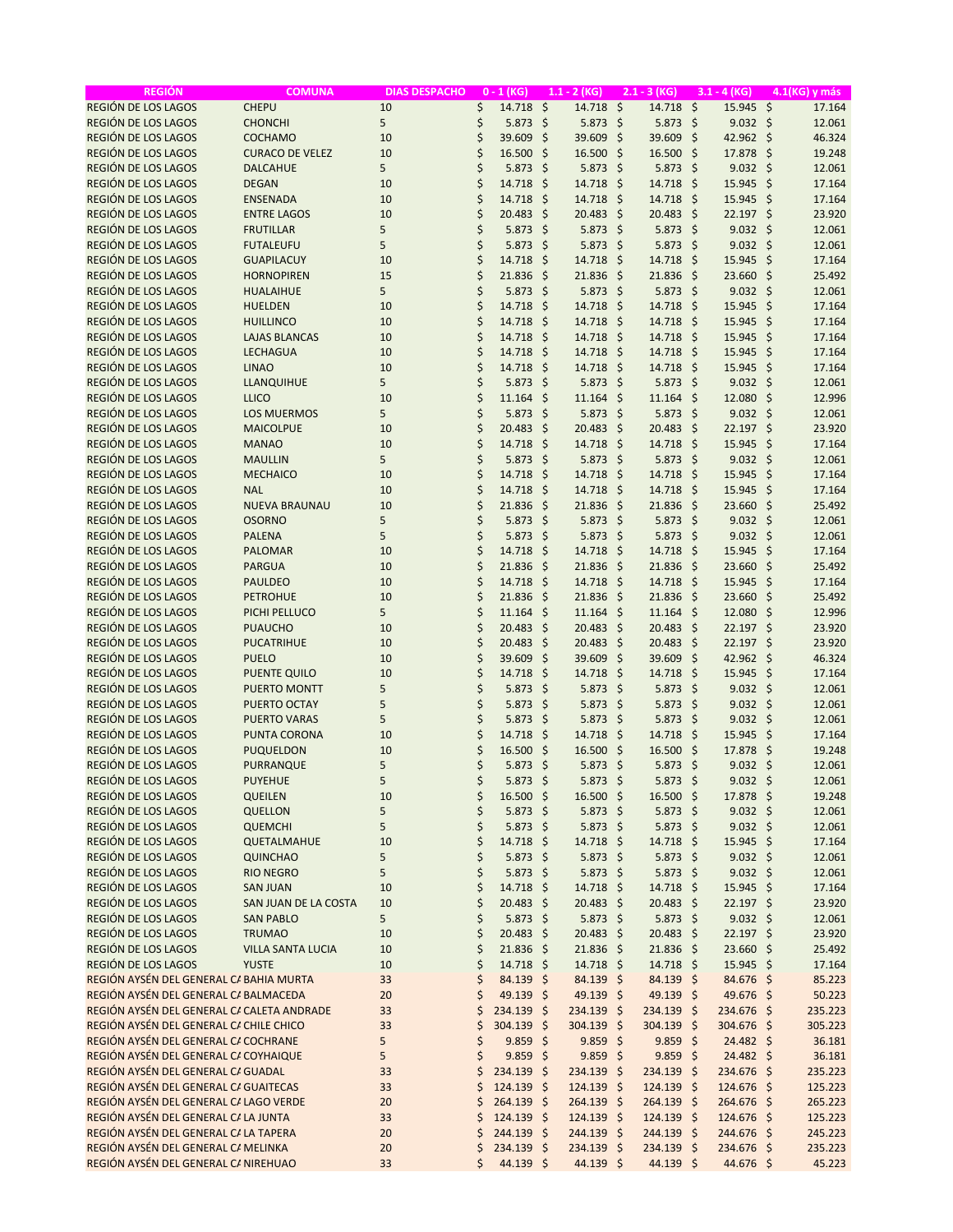| REGIÓN | COMUNA | DIAS DESPACHO | 0 - 1 (KG) | 1.1 - 2 (KG) | 2.1 - 3 (KG) | 3.1 - 4 (KG) | 4.1(KG) y más |
|---|---|---|---|---|---|---|---|
| REGIÓN DE LOS LAGOS | CHEPU | 10 | $ 14.718 | $ 14.718 | $ 14.718 | $ 15.945 | $ 17.164 |
| REGIÓN DE LOS LAGOS | CHONCHI | 5 | $ 5.873 | $ 5.873 | $ 5.873 | $ 9.032 | $ 12.061 |
| REGIÓN DE LOS LAGOS | COCHAMO | 10 | $ 39.609 | $ 39.609 | $ 39.609 | $ 42.962 | $ 46.324 |
| REGIÓN DE LOS LAGOS | CURACO DE VELEZ | 10 | $ 16.500 | $ 16.500 | $ 16.500 | $ 17.878 | $ 19.248 |
| REGIÓN DE LOS LAGOS | DALCAHUE | 5 | $ 5.873 | $ 5.873 | $ 5.873 | $ 9.032 | $ 12.061 |
| REGIÓN DE LOS LAGOS | DEGAN | 10 | $ 14.718 | $ 14.718 | $ 14.718 | $ 15.945 | $ 17.164 |
| REGIÓN DE LOS LAGOS | ENSENADA | 10 | $ 14.718 | $ 14.718 | $ 14.718 | $ 15.945 | $ 17.164 |
| REGIÓN DE LOS LAGOS | ENTRE LAGOS | 10 | $ 20.483 | $ 20.483 | $ 20.483 | $ 22.197 | $ 23.920 |
| REGIÓN DE LOS LAGOS | FRUTILLAR | 5 | $ 5.873 | $ 5.873 | $ 5.873 | $ 9.032 | $ 12.061 |
| REGIÓN DE LOS LAGOS | FUTALEUFU | 5 | $ 5.873 | $ 5.873 | $ 5.873 | $ 9.032 | $ 12.061 |
| REGIÓN DE LOS LAGOS | GUAPILACUY | 10 | $ 14.718 | $ 14.718 | $ 14.718 | $ 15.945 | $ 17.164 |
| REGIÓN DE LOS LAGOS | HORNOPIREN | 15 | $ 21.836 | $ 21.836 | $ 21.836 | $ 23.660 | $ 25.492 |
| REGIÓN DE LOS LAGOS | HUALAIHUE | 5 | $ 5.873 | $ 5.873 | $ 5.873 | $ 9.032 | $ 12.061 |
| REGIÓN DE LOS LAGOS | HUELDEN | 10 | $ 14.718 | $ 14.718 | $ 14.718 | $ 15.945 | $ 17.164 |
| REGIÓN DE LOS LAGOS | HUILLINCO | 10 | $ 14.718 | $ 14.718 | $ 14.718 | $ 15.945 | $ 17.164 |
| REGIÓN DE LOS LAGOS | LAJAS BLANCAS | 10 | $ 14.718 | $ 14.718 | $ 14.718 | $ 15.945 | $ 17.164 |
| REGIÓN DE LOS LAGOS | LECHAGUA | 10 | $ 14.718 | $ 14.718 | $ 14.718 | $ 15.945 | $ 17.164 |
| REGIÓN DE LOS LAGOS | LINAO | 10 | $ 14.718 | $ 14.718 | $ 14.718 | $ 15.945 | $ 17.164 |
| REGIÓN DE LOS LAGOS | LLANQUIHUE | 5 | $ 5.873 | $ 5.873 | $ 5.873 | $ 9.032 | $ 12.061 |
| REGIÓN DE LOS LAGOS | LLICO | 10 | $ 11.164 | $ 11.164 | $ 11.164 | $ 12.080 | $ 12.996 |
| REGIÓN DE LOS LAGOS | LOS MUERMOS | 5 | $ 5.873 | $ 5.873 | $ 5.873 | $ 9.032 | $ 12.061 |
| REGIÓN DE LOS LAGOS | MAICOLPUE | 10 | $ 20.483 | $ 20.483 | $ 20.483 | $ 22.197 | $ 23.920 |
| REGIÓN DE LOS LAGOS | MANAO | 10 | $ 14.718 | $ 14.718 | $ 14.718 | $ 15.945 | $ 17.164 |
| REGIÓN DE LOS LAGOS | MAULLIN | 5 | $ 5.873 | $ 5.873 | $ 5.873 | $ 9.032 | $ 12.061 |
| REGIÓN DE LOS LAGOS | MECHAICO | 10 | $ 14.718 | $ 14.718 | $ 14.718 | $ 15.945 | $ 17.164 |
| REGIÓN DE LOS LAGOS | NAL | 10 | $ 14.718 | $ 14.718 | $ 14.718 | $ 15.945 | $ 17.164 |
| REGIÓN DE LOS LAGOS | NUEVA BRAUNAU | 10 | $ 21.836 | $ 21.836 | $ 21.836 | $ 23.660 | $ 25.492 |
| REGIÓN DE LOS LAGOS | OSORNO | 5 | $ 5.873 | $ 5.873 | $ 5.873 | $ 9.032 | $ 12.061 |
| REGIÓN DE LOS LAGOS | PALENA | 5 | $ 5.873 | $ 5.873 | $ 5.873 | $ 9.032 | $ 12.061 |
| REGIÓN DE LOS LAGOS | PALOMAR | 10 | $ 14.718 | $ 14.718 | $ 14.718 | $ 15.945 | $ 17.164 |
| REGIÓN DE LOS LAGOS | PARGUA | 10 | $ 21.836 | $ 21.836 | $ 21.836 | $ 23.660 | $ 25.492 |
| REGIÓN DE LOS LAGOS | PAULDEO | 10 | $ 14.718 | $ 14.718 | $ 14.718 | $ 15.945 | $ 17.164 |
| REGIÓN DE LOS LAGOS | PETROHUE | 10 | $ 21.836 | $ 21.836 | $ 21.836 | $ 23.660 | $ 25.492 |
| REGIÓN DE LOS LAGOS | PICHI PELLUCO | 5 | $ 11.164 | $ 11.164 | $ 11.164 | $ 12.080 | $ 12.996 |
| REGIÓN DE LOS LAGOS | PUAUCHO | 10 | $ 20.483 | $ 20.483 | $ 20.483 | $ 22.197 | $ 23.920 |
| REGIÓN DE LOS LAGOS | PUCATRIHUE | 10 | $ 20.483 | $ 20.483 | $ 20.483 | $ 22.197 | $ 23.920 |
| REGIÓN DE LOS LAGOS | PUELO | 10 | $ 39.609 | $ 39.609 | $ 39.609 | $ 42.962 | $ 46.324 |
| REGIÓN DE LOS LAGOS | PUENTE QUILO | 10 | $ 14.718 | $ 14.718 | $ 14.718 | $ 15.945 | $ 17.164 |
| REGIÓN DE LOS LAGOS | PUERTO MONTT | 5 | $ 5.873 | $ 5.873 | $ 5.873 | $ 9.032 | $ 12.061 |
| REGIÓN DE LOS LAGOS | PUERTO OCTAY | 5 | $ 5.873 | $ 5.873 | $ 5.873 | $ 9.032 | $ 12.061 |
| REGIÓN DE LOS LAGOS | PUERTO VARAS | 5 | $ 5.873 | $ 5.873 | $ 5.873 | $ 9.032 | $ 12.061 |
| REGIÓN DE LOS LAGOS | PUNTA CORONA | 10 | $ 14.718 | $ 14.718 | $ 14.718 | $ 15.945 | $ 17.164 |
| REGIÓN DE LOS LAGOS | PUQUELDON | 10 | $ 16.500 | $ 16.500 | $ 16.500 | $ 17.878 | $ 19.248 |
| REGIÓN DE LOS LAGOS | PURRANQUE | 5 | $ 5.873 | $ 5.873 | $ 5.873 | $ 9.032 | $ 12.061 |
| REGIÓN DE LOS LAGOS | PUYEHUE | 5 | $ 5.873 | $ 5.873 | $ 5.873 | $ 9.032 | $ 12.061 |
| REGIÓN DE LOS LAGOS | QUEILEN | 10 | $ 16.500 | $ 16.500 | $ 16.500 | $ 17.878 | $ 19.248 |
| REGIÓN DE LOS LAGOS | QUELLON | 5 | $ 5.873 | $ 5.873 | $ 5.873 | $ 9.032 | $ 12.061 |
| REGIÓN DE LOS LAGOS | QUEMCHI | 5 | $ 5.873 | $ 5.873 | $ 5.873 | $ 9.032 | $ 12.061 |
| REGIÓN DE LOS LAGOS | QUETALMAHUE | 10 | $ 14.718 | $ 14.718 | $ 14.718 | $ 15.945 | $ 17.164 |
| REGIÓN DE LOS LAGOS | QUINCHAO | 5 | $ 5.873 | $ 5.873 | $ 5.873 | $ 9.032 | $ 12.061 |
| REGIÓN DE LOS LAGOS | RIO NEGRO | 5 | $ 5.873 | $ 5.873 | $ 5.873 | $ 9.032 | $ 12.061 |
| REGIÓN DE LOS LAGOS | SAN JUAN | 10 | $ 14.718 | $ 14.718 | $ 14.718 | $ 15.945 | $ 17.164 |
| REGIÓN DE LOS LAGOS | SAN JUAN DE LA COSTA | 10 | $ 20.483 | $ 20.483 | $ 20.483 | $ 22.197 | $ 23.920 |
| REGIÓN DE LOS LAGOS | SAN PABLO | 5 | $ 5.873 | $ 5.873 | $ 5.873 | $ 9.032 | $ 12.061 |
| REGIÓN DE LOS LAGOS | TRUMAO | 10 | $ 20.483 | $ 20.483 | $ 20.483 | $ 22.197 | $ 23.920 |
| REGIÓN DE LOS LAGOS | VILLA SANTA LUCIA | 10 | $ 21.836 | $ 21.836 | $ 21.836 | $ 23.660 | $ 25.492 |
| REGIÓN DE LOS LAGOS | YUSTE | 10 | $ 14.718 | $ 14.718 | $ 14.718 | $ 15.945 | $ 17.164 |
| REGIÓN AYSÉN DEL GENERAL CA | BAHIA MURTA | 33 | $ 84.139 | $ 84.139 | $ 84.139 | $ 84.676 | $ 85.223 |
| REGIÓN AYSÉN DEL GENERAL CA | BALMACEDA | 20 | $ 49.139 | $ 49.139 | $ 49.139 | $ 49.676 | $ 50.223 |
| REGIÓN AYSÉN DEL GENERAL CA | CALETA ANDRADE | 33 | $ 234.139 | $ 234.139 | $ 234.139 | $ 234.676 | $ 235.223 |
| REGIÓN AYSÉN DEL GENERAL CA | CHILE CHICO | 33 | $ 304.139 | $ 304.139 | $ 304.139 | $ 304.676 | $ 305.223 |
| REGIÓN AYSÉN DEL GENERAL CA | COCHRANE | 5 | $ 9.859 | $ 9.859 | $ 9.859 | $ 24.482 | $ 36.181 |
| REGIÓN AYSÉN DEL GENERAL CA | COYHAIQUE | 5 | $ 9.859 | $ 9.859 | $ 9.859 | $ 24.482 | $ 36.181 |
| REGIÓN AYSÉN DEL GENERAL CA | GUADAL | 33 | $ 234.139 | $ 234.139 | $ 234.139 | $ 234.676 | $ 235.223 |
| REGIÓN AYSÉN DEL GENERAL CA | GUAITECAS | 33 | $ 124.139 | $ 124.139 | $ 124.139 | $ 124.676 | $ 125.223 |
| REGIÓN AYSÉN DEL GENERAL CA | LAGO VERDE | 20 | $ 264.139 | $ 264.139 | $ 264.139 | $ 264.676 | $ 265.223 |
| REGIÓN AYSÉN DEL GENERAL CA | LA JUNTA | 33 | $ 124.139 | $ 124.139 | $ 124.139 | $ 124.676 | $ 125.223 |
| REGIÓN AYSÉN DEL GENERAL CA | LA TAPERA | 20 | $ 244.139 | $ 244.139 | $ 244.139 | $ 244.676 | $ 245.223 |
| REGIÓN AYSÉN DEL GENERAL CA | MELINKA | 20 | $ 234.139 | $ 234.139 | $ 234.139 | $ 234.676 | $ 235.223 |
| REGIÓN AYSÉN DEL GENERAL CA | NIREHUAO | 33 | $ 44.139 | $ 44.139 | $ 44.139 | $ 44.676 | $ 45.223 |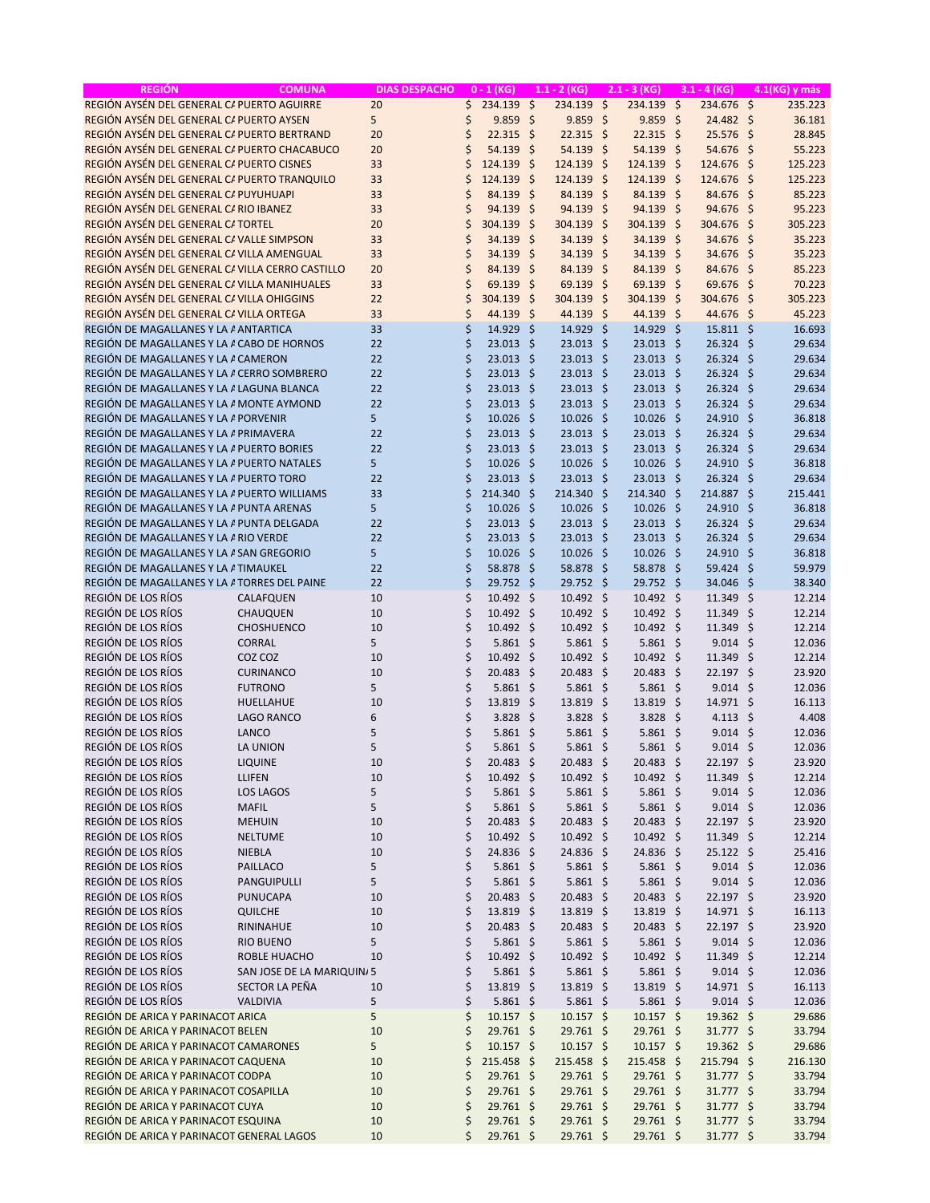| REGIÓN | COMUNA | DIAS DESPACHO | 0 - 1 (KG) | 1.1 - 2 (KG) | 2.1 - 3 (KG) | 3.1 - 4 (KG) | 4.1(KG) y más |
|---|---|---|---|---|---|---|---|
| REGIÓN AYSÉN DEL GENERAL CA | PUERTO AGUIRRE | 20 | $ 234.139 | $ 234.139 | $ 234.139 | $ 234.676 | $ 235.223 |
| REGIÓN AYSÉN DEL GENERAL CA | PUERTO AYSEN | 5 | $ 9.859 | $ 9.859 | $ 9.859 | $ 24.482 | $ 36.181 |
| REGIÓN AYSÉN DEL GENERAL CA | PUERTO BERTRAND | 20 | $ 22.315 | $ 22.315 | $ 22.315 | $ 25.576 | $ 28.845 |
| REGIÓN AYSÉN DEL GENERAL CA | PUERTO CHACABUCO | 20 | $ 54.139 | $ 54.139 | $ 54.139 | $ 54.676 | $ 55.223 |
| REGIÓN AYSÉN DEL GENERAL CA | PUERTO CISNES | 33 | $ 124.139 | $ 124.139 | $ 124.139 | $ 124.676 | $ 125.223 |
| REGIÓN AYSÉN DEL GENERAL CA | PUERTO TRANQUILO | 33 | $ 124.139 | $ 124.139 | $ 124.139 | $ 124.676 | $ 125.223 |
| REGIÓN AYSÉN DEL GENERAL CA | PUYUHUAPI | 33 | $ 84.139 | $ 84.139 | $ 84.139 | $ 84.676 | $ 85.223 |
| REGIÓN AYSÉN DEL GENERAL CA | RIO IBANEZ | 33 | $ 94.139 | $ 94.139 | $ 94.139 | $ 94.676 | $ 95.223 |
| REGIÓN AYSÉN DEL GENERAL CA | TORTEL | 20 | $ 304.139 | $ 304.139 | $ 304.139 | $ 304.676 | $ 305.223 |
| REGIÓN AYSÉN DEL GENERAL CA | VALLE SIMPSON | 33 | $ 34.139 | $ 34.139 | $ 34.139 | $ 34.676 | $ 35.223 |
| REGIÓN AYSÉN DEL GENERAL CA | VILLA AMENGUAL | 33 | $ 34.139 | $ 34.139 | $ 34.139 | $ 34.676 | $ 35.223 |
| REGIÓN AYSÉN DEL GENERAL CA | VILLA CERRO CASTILLO | 20 | $ 84.139 | $ 84.139 | $ 84.139 | $ 84.676 | $ 85.223 |
| REGIÓN AYSÉN DEL GENERAL CA | VILLA MANIHUALES | 33 | $ 69.139 | $ 69.139 | $ 69.139 | $ 69.676 | $ 70.223 |
| REGIÓN AYSÉN DEL GENERAL CA | VILLA OHIGGINS | 22 | $ 304.139 | $ 304.139 | $ 304.139 | $ 304.676 | $ 305.223 |
| REGIÓN AYSÉN DEL GENERAL CA | VILLA ORTEGA | 33 | $ 44.139 | $ 44.139 | $ 44.139 | $ 44.676 | $ 45.223 |
| REGIÓN DE MAGALLANES Y LA A | ANTARTICA | 33 | $ 14.929 | $ 14.929 | $ 14.929 | $ 15.811 | $ 16.693 |
| REGIÓN DE MAGALLANES Y LA A | CABO DE HORNOS | 22 | $ 23.013 | $ 23.013 | $ 23.013 | $ 26.324 | $ 29.634 |
| REGIÓN DE MAGALLANES Y LA A | CAMERON | 22 | $ 23.013 | $ 23.013 | $ 23.013 | $ 26.324 | $ 29.634 |
| REGIÓN DE MAGALLANES Y LA A | CERRO SOMBRERO | 22 | $ 23.013 | $ 23.013 | $ 23.013 | $ 26.324 | $ 29.634 |
| REGIÓN DE MAGALLANES Y LA A | LAGUNA BLANCA | 22 | $ 23.013 | $ 23.013 | $ 23.013 | $ 26.324 | $ 29.634 |
| REGIÓN DE MAGALLANES Y LA A | MONTE AYMOND | 22 | $ 23.013 | $ 23.013 | $ 23.013 | $ 26.324 | $ 29.634 |
| REGIÓN DE MAGALLANES Y LA A | PORVENIR | 5 | $ 10.026 | $ 10.026 | $ 10.026 | $ 24.910 | $ 36.818 |
| REGIÓN DE MAGALLANES Y LA A | PRIMAVERA | 22 | $ 23.013 | $ 23.013 | $ 23.013 | $ 26.324 | $ 29.634 |
| REGIÓN DE MAGALLANES Y LA A | PUERTO BORIES | 22 | $ 23.013 | $ 23.013 | $ 23.013 | $ 26.324 | $ 29.634 |
| REGIÓN DE MAGALLANES Y LA A | PUERTO NATALES | 5 | $ 10.026 | $ 10.026 | $ 10.026 | $ 24.910 | $ 36.818 |
| REGIÓN DE MAGALLANES Y LA A | PUERTO TORO | 22 | $ 23.013 | $ 23.013 | $ 23.013 | $ 26.324 | $ 29.634 |
| REGIÓN DE MAGALLANES Y LA A | PUERTO WILLIAMS | 33 | $ 214.340 | $ 214.340 | $ 214.340 | $ 214.887 | $ 215.441 |
| REGIÓN DE MAGALLANES Y LA A | PUNTA ARENAS | 5 | $ 10.026 | $ 10.026 | $ 10.026 | $ 24.910 | $ 36.818 |
| REGIÓN DE MAGALLANES Y LA A | PUNTA DELGADA | 22 | $ 23.013 | $ 23.013 | $ 23.013 | $ 26.324 | $ 29.634 |
| REGIÓN DE MAGALLANES Y LA A | RIO VERDE | 22 | $ 23.013 | $ 23.013 | $ 23.013 | $ 26.324 | $ 29.634 |
| REGIÓN DE MAGALLANES Y LA A | SAN GREGORIO | 5 | $ 10.026 | $ 10.026 | $ 10.026 | $ 24.910 | $ 36.818 |
| REGIÓN DE MAGALLANES Y LA A | TIMAUKEL | 22 | $ 58.878 | $ 58.878 | $ 58.878 | $ 59.424 | $ 59.979 |
| REGIÓN DE MAGALLANES Y LA A | TORRES DEL PAINE | 22 | $ 29.752 | $ 29.752 | $ 29.752 | $ 34.046 | $ 38.340 |
| REGIÓN DE LOS RÍOS | CALAFQUEN | 10 | $ 10.492 | $ 10.492 | $ 10.492 | $ 11.349 | $ 12.214 |
| REGIÓN DE LOS RÍOS | CHAUQUEN | 10 | $ 10.492 | $ 10.492 | $ 10.492 | $ 11.349 | $ 12.214 |
| REGIÓN DE LOS RÍOS | CHOSHUENCO | 10 | $ 10.492 | $ 10.492 | $ 10.492 | $ 11.349 | $ 12.214 |
| REGIÓN DE LOS RÍOS | CORRAL | 5 | $ 5.861 | $ 5.861 | $ 5.861 | $ 9.014 | $ 12.036 |
| REGIÓN DE LOS RÍOS | COZ COZ | 10 | $ 10.492 | $ 10.492 | $ 10.492 | $ 11.349 | $ 12.214 |
| REGIÓN DE LOS RÍOS | CURINANCO | 10 | $ 20.483 | $ 20.483 | $ 20.483 | $ 22.197 | $ 23.920 |
| REGIÓN DE LOS RÍOS | FUTRONO | 5 | $ 5.861 | $ 5.861 | $ 5.861 | $ 9.014 | $ 12.036 |
| REGIÓN DE LOS RÍOS | HUELLAHUE | 10 | $ 13.819 | $ 13.819 | $ 13.819 | $ 14.971 | $ 16.113 |
| REGIÓN DE LOS RÍOS | LAGO RANCO | 6 | $ 3.828 | $ 3.828 | $ 3.828 | $ 4.113 | $ 4.408 |
| REGIÓN DE LOS RÍOS | LANCO | 5 | $ 5.861 | $ 5.861 | $ 5.861 | $ 9.014 | $ 12.036 |
| REGIÓN DE LOS RÍOS | LA UNION | 5 | $ 5.861 | $ 5.861 | $ 5.861 | $ 9.014 | $ 12.036 |
| REGIÓN DE LOS RÍOS | LIQUINE | 10 | $ 20.483 | $ 20.483 | $ 20.483 | $ 22.197 | $ 23.920 |
| REGIÓN DE LOS RÍOS | LLIFEN | 10 | $ 10.492 | $ 10.492 | $ 10.492 | $ 11.349 | $ 12.214 |
| REGIÓN DE LOS RÍOS | LOS LAGOS | 5 | $ 5.861 | $ 5.861 | $ 5.861 | $ 9.014 | $ 12.036 |
| REGIÓN DE LOS RÍOS | MAFIL | 5 | $ 5.861 | $ 5.861 | $ 5.861 | $ 9.014 | $ 12.036 |
| REGIÓN DE LOS RÍOS | MEHUIN | 10 | $ 20.483 | $ 20.483 | $ 20.483 | $ 22.197 | $ 23.920 |
| REGIÓN DE LOS RÍOS | NELTUME | 10 | $ 10.492 | $ 10.492 | $ 10.492 | $ 11.349 | $ 12.214 |
| REGIÓN DE LOS RÍOS | NIEBLA | 10 | $ 24.836 | $ 24.836 | $ 24.836 | $ 25.122 | $ 25.416 |
| REGIÓN DE LOS RÍOS | PAILLACO | 5 | $ 5.861 | $ 5.861 | $ 5.861 | $ 9.014 | $ 12.036 |
| REGIÓN DE LOS RÍOS | PANGUIPULLI | 5 | $ 5.861 | $ 5.861 | $ 5.861 | $ 9.014 | $ 12.036 |
| REGIÓN DE LOS RÍOS | PUNUCAPA | 10 | $ 20.483 | $ 20.483 | $ 20.483 | $ 22.197 | $ 23.920 |
| REGIÓN DE LOS RÍOS | QUILCHE | 10 | $ 13.819 | $ 13.819 | $ 13.819 | $ 14.971 | $ 16.113 |
| REGIÓN DE LOS RÍOS | RININAHUE | 10 | $ 20.483 | $ 20.483 | $ 20.483 | $ 22.197 | $ 23.920 |
| REGIÓN DE LOS RÍOS | RIO BUENO | 5 | $ 5.861 | $ 5.861 | $ 5.861 | $ 9.014 | $ 12.036 |
| REGIÓN DE LOS RÍOS | ROBLE HUACHO | 10 | $ 10.492 | $ 10.492 | $ 10.492 | $ 11.349 | $ 12.214 |
| REGIÓN DE LOS RÍOS | SAN JOSE DE LA MARIQUINA | 5 | $ 5.861 | $ 5.861 | $ 5.861 | $ 9.014 | $ 12.036 |
| REGIÓN DE LOS RÍOS | SECTOR LA PEÑA | 10 | $ 13.819 | $ 13.819 | $ 13.819 | $ 14.971 | $ 16.113 |
| REGIÓN DE LOS RÍOS | VALDIVIA | 5 | $ 5.861 | $ 5.861 | $ 5.861 | $ 9.014 | $ 12.036 |
| REGIÓN DE ARICA Y PARINACOT | ARICA | 5 | $ 10.157 | $ 10.157 | $ 10.157 | $ 19.362 | $ 29.686 |
| REGIÓN DE ARICA Y PARINACOT | BELEN | 10 | $ 29.761 | $ 29.761 | $ 29.761 | $ 31.777 | $ 33.794 |
| REGIÓN DE ARICA Y PARINACOT | CAMARONES | 5 | $ 10.157 | $ 10.157 | $ 10.157 | $ 19.362 | $ 29.686 |
| REGIÓN DE ARICA Y PARINACOT | CAQUENA | 10 | $ 215.458 | $ 215.458 | $ 215.458 | $ 215.794 | $ 216.130 |
| REGIÓN DE ARICA Y PARINACOT | CODPA | 10 | $ 29.761 | $ 29.761 | $ 29.761 | $ 31.777 | $ 33.794 |
| REGIÓN DE ARICA Y PARINACOT | COSAPILLA | 10 | $ 29.761 | $ 29.761 | $ 29.761 | $ 31.777 | $ 33.794 |
| REGIÓN DE ARICA Y PARINACOT | CUYA | 10 | $ 29.761 | $ 29.761 | $ 29.761 | $ 31.777 | $ 33.794 |
| REGIÓN DE ARICA Y PARINACOT | ESQUINA | 10 | $ 29.761 | $ 29.761 | $ 29.761 | $ 31.777 | $ 33.794 |
| REGIÓN DE ARICA Y PARINACOT | GENERAL LAGOS | 10 | $ 29.761 | $ 29.761 | $ 29.761 | $ 31.777 | $ 33.794 |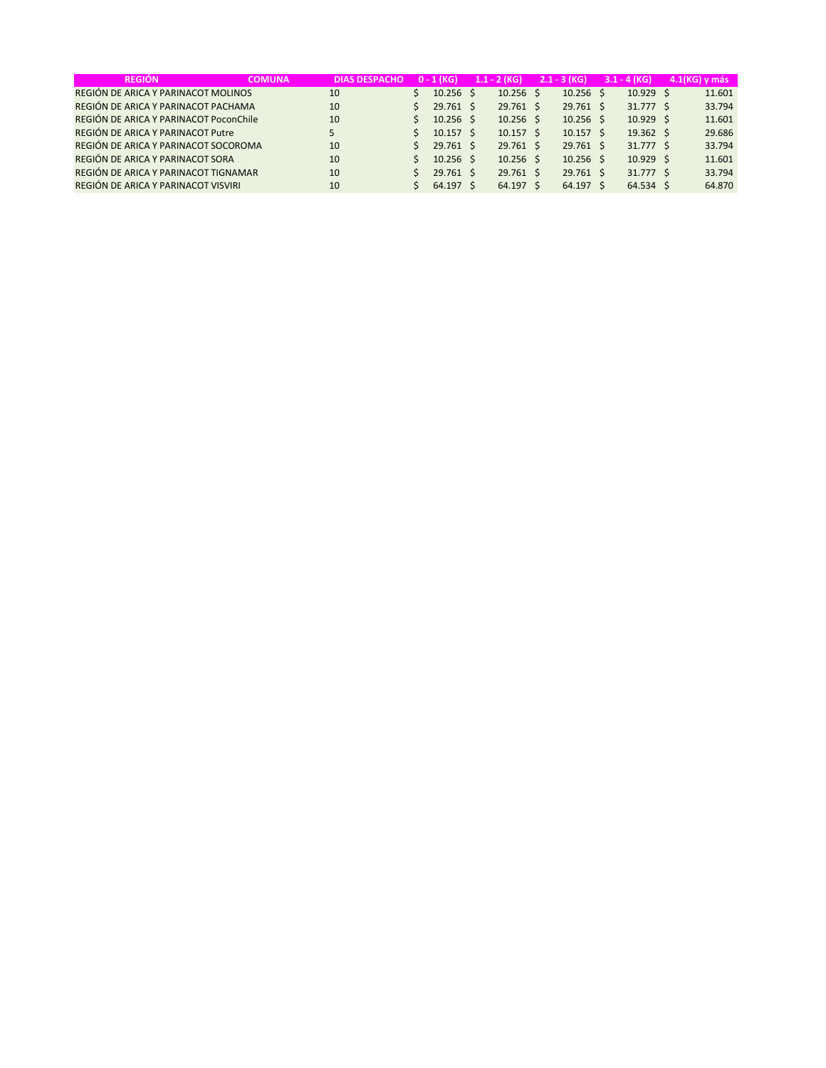| REGIÓN | COMUNA | DIAS DESPACHO | 0 - 1 (KG) | 1.1 - 2 (KG) | 2.1 - 3 (KG) | 3.1 - 4 (KG) | 4.1(KG) y más |
|---|---|---|---|---|---|---|---|
| REGIÓN DE ARICA Y PARINACOT | MOLINOS | 10 | $ 10.256 | $ 10.256 | $ 10.256 | $ 10.929 | $ 11.601 |
| REGIÓN DE ARICA Y PARINACOT | PACHAMA | 10 | $ 29.761 | $ 29.761 | $ 29.761 | $ 31.777 | $ 33.794 |
| REGIÓN DE ARICA Y PARINACOT | PoconChile | 10 | $ 10.256 | $ 10.256 | $ 10.256 | $ 10.929 | $ 11.601 |
| REGIÓN DE ARICA Y PARINACOT | Putre | 5 | $ 10.157 | $ 10.157 | $ 10.157 | $ 19.362 | $ 29.686 |
| REGIÓN DE ARICA Y PARINACOT | SOCOROMA | 10 | $ 29.761 | $ 29.761 | $ 29.761 | $ 31.777 | $ 33.794 |
| REGIÓN DE ARICA Y PARINACOT | SORA | 10 | $ 10.256 | $ 10.256 | $ 10.256 | $ 10.929 | $ 11.601 |
| REGIÓN DE ARICA Y PARINACOT | TIGNAMAR | 10 | $ 29.761 | $ 29.761 | $ 29.761 | $ 31.777 | $ 33.794 |
| REGIÓN DE ARICA Y PARINACOT | VISVIRI | 10 | $ 64.197 | $ 64.197 | $ 64.197 | $ 64.534 | $ 64.870 |